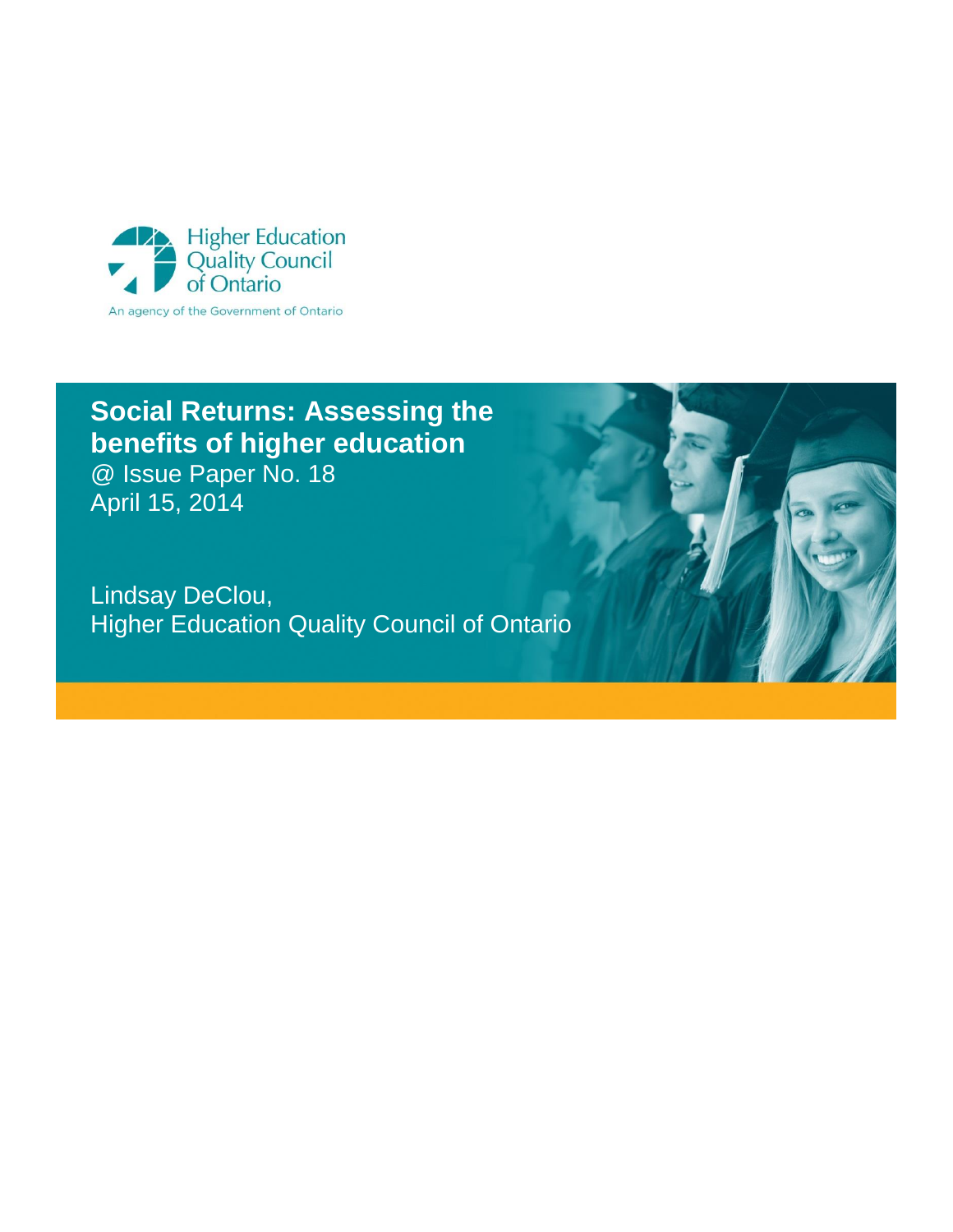Higher Education Quality Council of Ontario

An agency of the Government of Ontario

# Social Returns: Assessing the benefits of higher education

@ Issue Paper No. 18

April 15, 2014

Lindsay DeClou,
Higher Education Quality Council of Ontario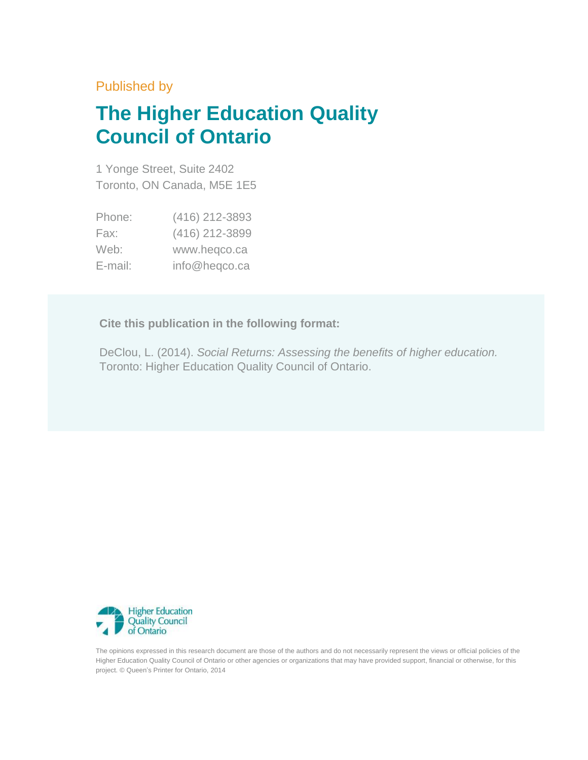Published by

# The Higher Education Quality Council of Ontario

1 Yonge Street, Suite 2402
Toronto, ON Canada, M5E 1E5

| | |
|---|---|
| Phone: | (416) 212-3893 |
| Fax: | (416) 212-3899 |
| Web: | www.heqco.ca |
| E-mail: | info@heqco.ca |

**Cite this publication in the following format:**

DeClou, L. (2014). *Social Returns: Assessing the benefits of higher education.* Toronto: Higher Education Quality Council of Ontario.

Higher Education Quality Council of Ontario

The opinions expressed in this research document are those of the authors and do not necessarily represent the views or official policies of the Higher Education Quality Council of Ontario or other agencies or organizations that may have provided support, financial or otherwise, for this project. © Queen's Printer for Ontario, 2014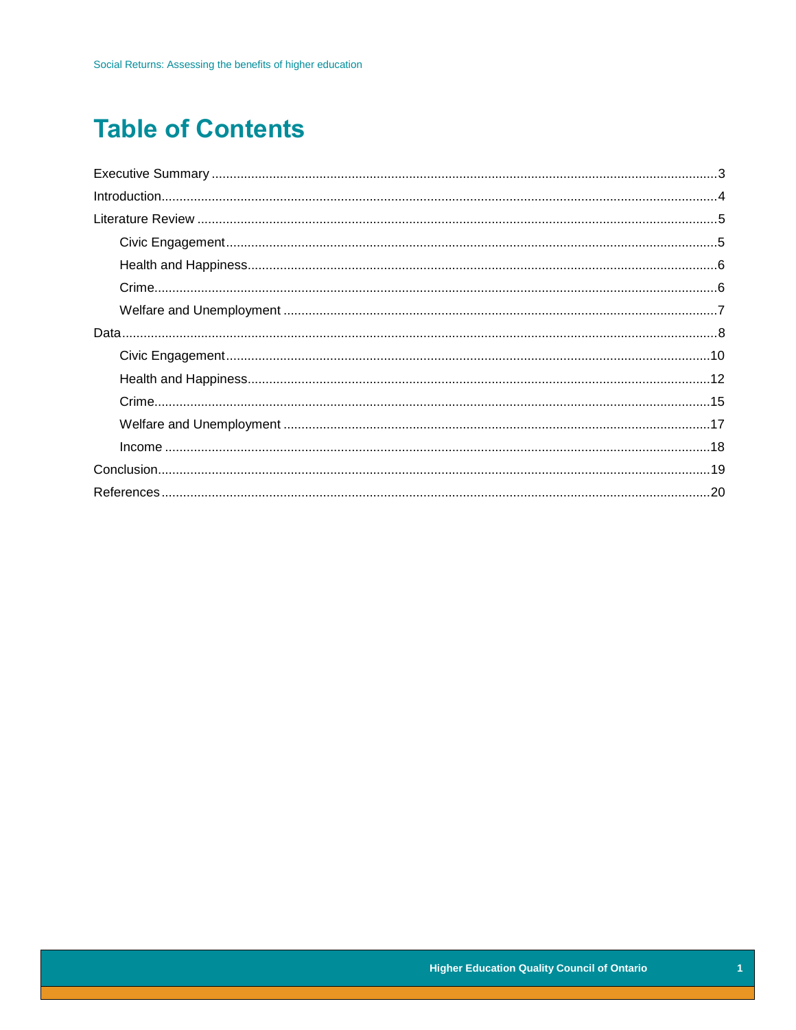# Table of Contents

Executive Summary ....................................................................................................................... 3

Introduction ..................................................................................................................................... 4

Literature Review .......................................................................................................................... 5

  Civic Engagement ........................................................................................................................ 5

  Health and Happiness .................................................................................................................. 6

  Crime ............................................................................................................................................ 6

  Welfare and Unemployment ........................................................................................................ 7

Data ................................................................................................................................................ 8

  Civic Engagement ...................................................................................................................... 10

  Health and Happiness ................................................................................................................ 12

  Crime .......................................................................................................................................... 15

  Welfare and Unemployment ...................................................................................................... 17

  Income ....................................................................................................................................... 18

Conclusion .................................................................................................................................... 19

References .................................................................................................................................... 20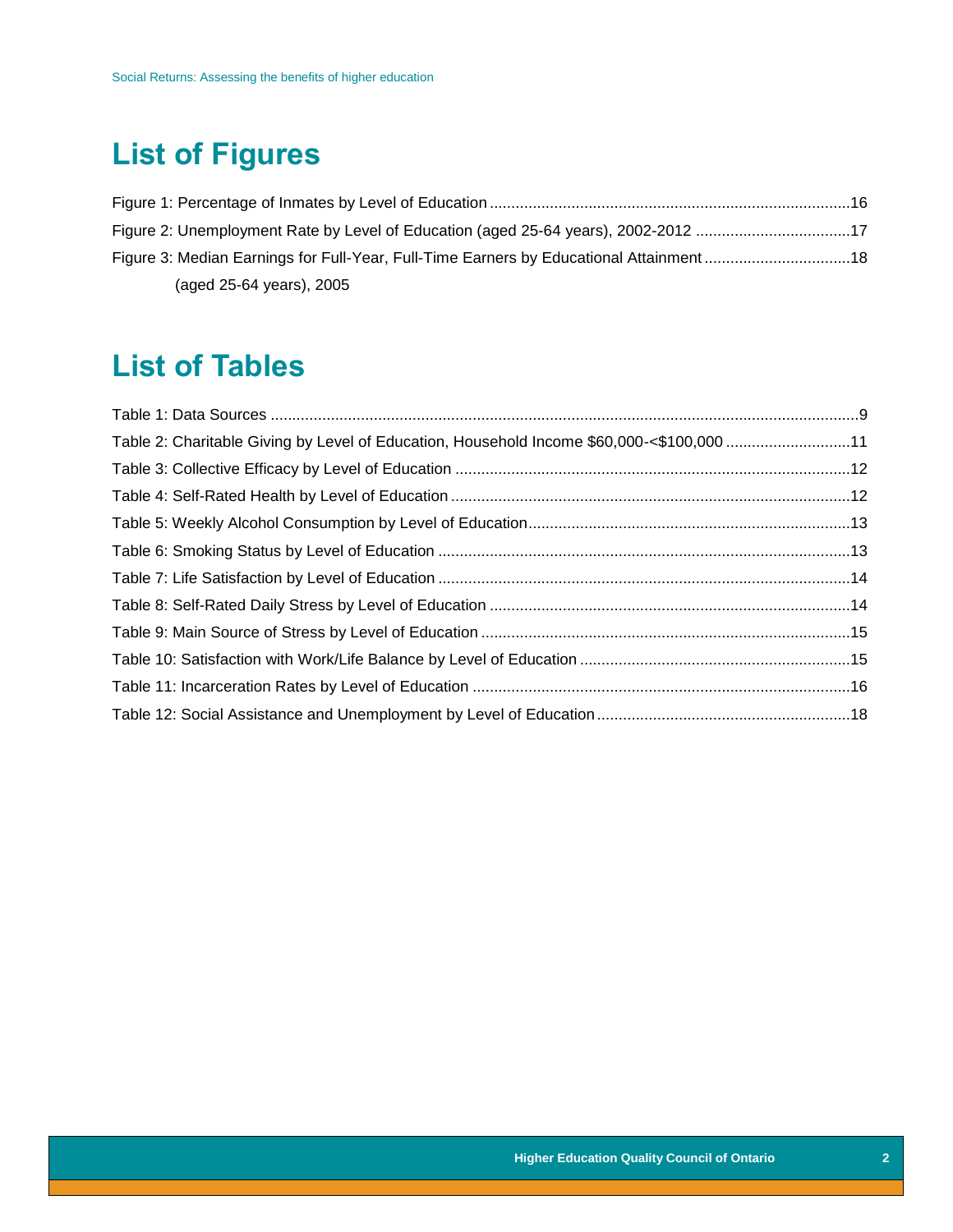# List of Figures

Figure 1: Percentage of Inmates by Level of Education ....................................................................................16

Figure 2: Unemployment Rate by Level of Education (aged 25-64 years), 2002-2012 ....................................17

Figure 3: Median Earnings for Full-Year, Full-Time Earners by Educational Attainment (aged 25-64 years), 2005 ..................................18

# List of Tables

Table 1: Data Sources ........................................................................................................................................9

Table 2: Charitable Giving by Level of Education, Household Income $60,000-<$100,000 .............................11

Table 3: Collective Efficacy by Level of Education ...........................................................................................12

Table 4: Self-Rated Health by Level of Education ............................................................................................12

Table 5: Weekly Alcohol Consumption by Level of Education...........................................................................13

Table 6: Smoking Status by Level of Education ................................................................................................13

Table 7: Life Satisfaction by Level of Education ................................................................................................14

Table 8: Self-Rated Daily Stress by Level of Education ....................................................................................14

Table 9: Main Source of Stress by Level of Education ......................................................................................15

Table 10: Satisfaction with Work/Life Balance by Level of Education ...............................................................15

Table 11: Incarceration Rates by Level of Education ........................................................................................16

Table 12: Social Assistance and Unemployment by Level of Education...........................................................18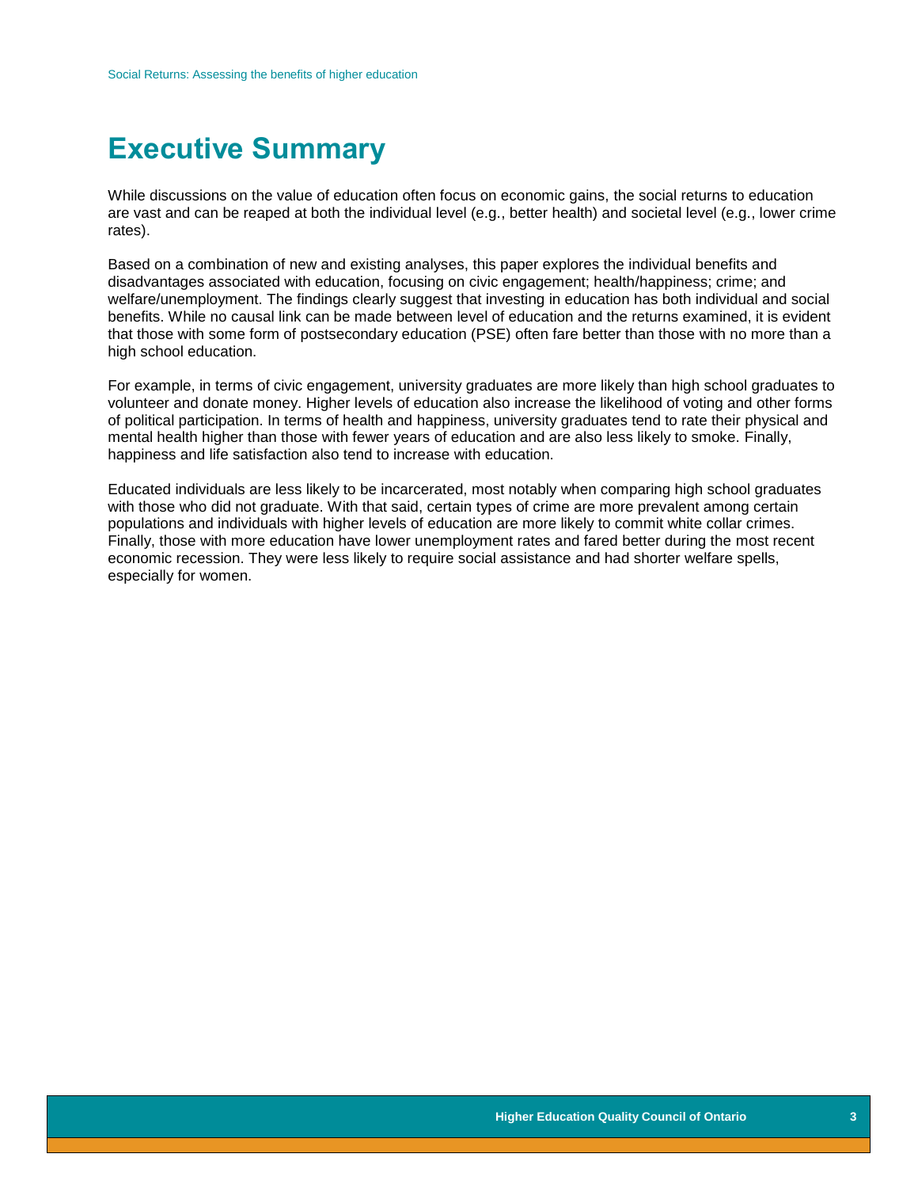# Executive Summary

While discussions on the value of education often focus on economic gains, the social returns to education are vast and can be reaped at both the individual level (e.g., better health) and societal level (e.g., lower crime rates).

Based on a combination of new and existing analyses, this paper explores the individual benefits and disadvantages associated with education, focusing on civic engagement; health/happiness; crime; and welfare/unemployment. The findings clearly suggest that investing in education has both individual and social benefits. While no causal link can be made between level of education and the returns examined, it is evident that those with some form of postsecondary education (PSE) often fare better than those with no more than a high school education.

For example, in terms of civic engagement, university graduates are more likely than high school graduates to volunteer and donate money. Higher levels of education also increase the likelihood of voting and other forms of political participation. In terms of health and happiness, university graduates tend to rate their physical and mental health higher than those with fewer years of education and are also less likely to smoke. Finally, happiness and life satisfaction also tend to increase with education.

Educated individuals are less likely to be incarcerated, most notably when comparing high school graduates with those who did not graduate. With that said, certain types of crime are more prevalent among certain populations and individuals with higher levels of education are more likely to commit white collar crimes. Finally, those with more education have lower unemployment rates and fared better during the most recent economic recession. They were less likely to require social assistance and had shorter welfare spells, especially for women.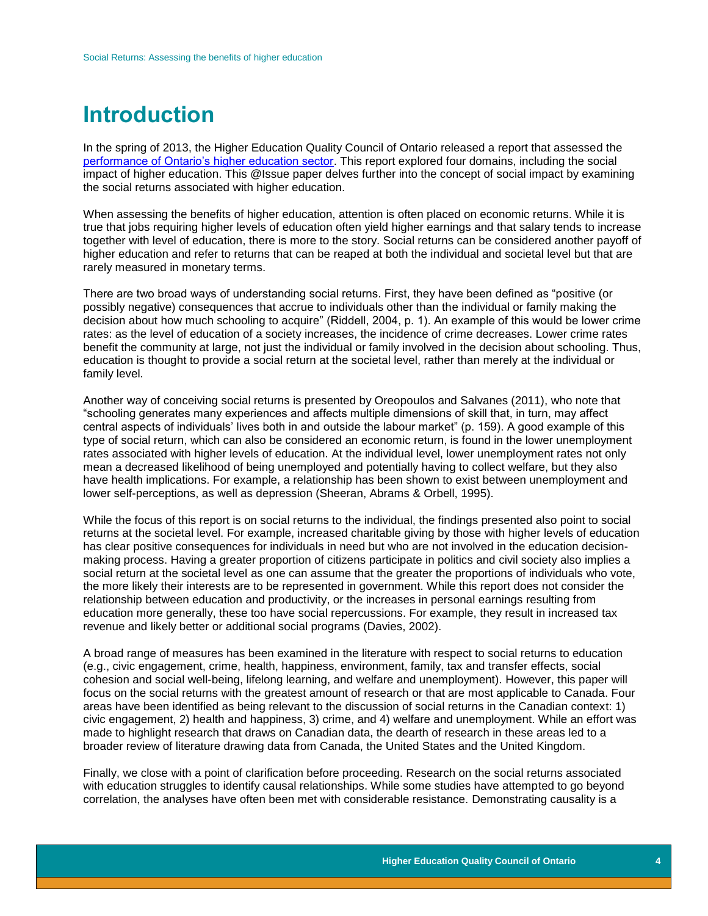# Introduction

In the spring of 2013, the Higher Education Quality Council of Ontario released a report that assessed the performance of Ontario's higher education sector. This report explored four domains, including the social impact of higher education. This @Issue paper delves further into the concept of social impact by examining the social returns associated with higher education.

When assessing the benefits of higher education, attention is often placed on economic returns. While it is true that jobs requiring higher levels of education often yield higher earnings and that salary tends to increase together with level of education, there is more to the story. Social returns can be considered another payoff of higher education and refer to returns that can be reaped at both the individual and societal level but that are rarely measured in monetary terms.

There are two broad ways of understanding social returns. First, they have been defined as "positive (or possibly negative) consequences that accrue to individuals other than the individual or family making the decision about how much schooling to acquire" (Riddell, 2004, p. 1). An example of this would be lower crime rates: as the level of education of a society increases, the incidence of crime decreases. Lower crime rates benefit the community at large, not just the individual or family involved in the decision about schooling. Thus, education is thought to provide a social return at the societal level, rather than merely at the individual or family level.

Another way of conceiving social returns is presented by Oreopoulos and Salvanes (2011), who note that "schooling generates many experiences and affects multiple dimensions of skill that, in turn, may affect central aspects of individuals' lives both in and outside the labour market" (p. 159). A good example of this type of social return, which can also be considered an economic return, is found in the lower unemployment rates associated with higher levels of education. At the individual level, lower unemployment rates not only mean a decreased likelihood of being unemployed and potentially having to collect welfare, but they also have health implications. For example, a relationship has been shown to exist between unemployment and lower self-perceptions, as well as depression (Sheeran, Abrams & Orbell, 1995).

While the focus of this report is on social returns to the individual, the findings presented also point to social returns at the societal level. For example, increased charitable giving by those with higher levels of education has clear positive consequences for individuals in need but who are not involved in the education decision-making process. Having a greater proportion of citizens participate in politics and civil society also implies a social return at the societal level as one can assume that the greater the proportions of individuals who vote, the more likely their interests are to be represented in government. While this report does not consider the relationship between education and productivity, or the increases in personal earnings resulting from education more generally, these too have social repercussions. For example, they result in increased tax revenue and likely better or additional social programs (Davies, 2002).

A broad range of measures has been examined in the literature with respect to social returns to education (e.g., civic engagement, crime, health, happiness, environment, family, tax and transfer effects, social cohesion and social well-being, lifelong learning, and welfare and unemployment). However, this paper will focus on the social returns with the greatest amount of research or that are most applicable to Canada. Four areas have been identified as being relevant to the discussion of social returns in the Canadian context: 1) civic engagement, 2) health and happiness, 3) crime, and 4) welfare and unemployment. While an effort was made to highlight research that draws on Canadian data, the dearth of research in these areas led to a broader review of literature drawing data from Canada, the United States and the United Kingdom.

Finally, we close with a point of clarification before proceeding. Research on the social returns associated with education struggles to identify causal relationships. While some studies have attempted to go beyond correlation, the analyses have often been met with considerable resistance. Demonstrating causality is a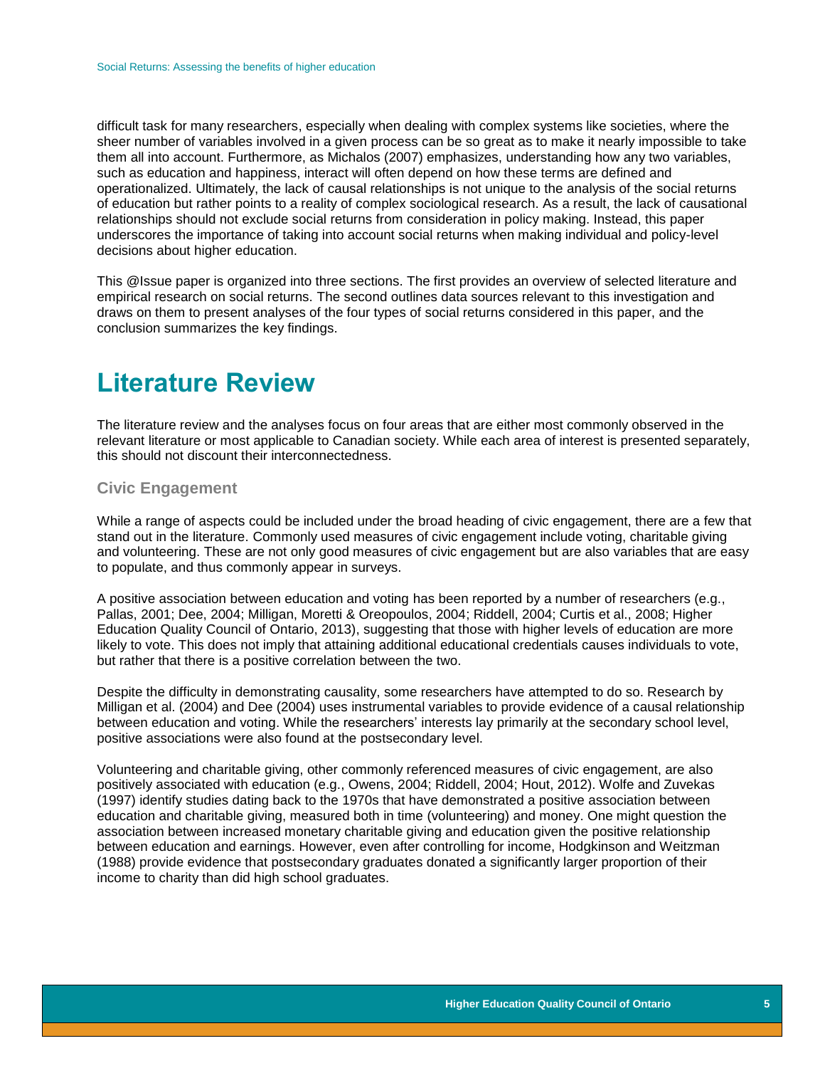difficult task for many researchers, especially when dealing with complex systems like societies, where the sheer number of variables involved in a given process can be so great as to make it nearly impossible to take them all into account. Furthermore, as Michalos (2007) emphasizes, understanding how any two variables, such as education and happiness, interact will often depend on how these terms are defined and operationalized. Ultimately, the lack of causal relationships is not unique to the analysis of the social returns of education but rather points to a reality of complex sociological research. As a result, the lack of causational relationships should not exclude social returns from consideration in policy making. Instead, this paper underscores the importance of taking into account social returns when making individual and policy-level decisions about higher education.

This @Issue paper is organized into three sections. The first provides an overview of selected literature and empirical research on social returns. The second outlines data sources relevant to this investigation and draws on them to present analyses of the four types of social returns considered in this paper, and the conclusion summarizes the key findings.

# Literature Review

The literature review and the analyses focus on four areas that are either most commonly observed in the relevant literature or most applicable to Canadian society. While each area of interest is presented separately, this should not discount their interconnectedness.

## Civic Engagement

While a range of aspects could be included under the broad heading of civic engagement, there are a few that stand out in the literature. Commonly used measures of civic engagement include voting, charitable giving and volunteering. These are not only good measures of civic engagement but are also variables that are easy to populate, and thus commonly appear in surveys.

A positive association between education and voting has been reported by a number of researchers (e.g., Pallas, 2001; Dee, 2004; Milligan, Moretti & Oreopoulos, 2004; Riddell, 2004; Curtis et al., 2008; Higher Education Quality Council of Ontario, 2013), suggesting that those with higher levels of education are more likely to vote. This does not imply that attaining additional educational credentials causes individuals to vote, but rather that there is a positive correlation between the two.

Despite the difficulty in demonstrating causality, some researchers have attempted to do so. Research by Milligan et al. (2004) and Dee (2004) uses instrumental variables to provide evidence of a causal relationship between education and voting. While the researchers' interests lay primarily at the secondary school level, positive associations were also found at the postsecondary level.

Volunteering and charitable giving, other commonly referenced measures of civic engagement, are also positively associated with education (e.g., Owens, 2004; Riddell, 2004; Hout, 2012). Wolfe and Zuvekas (1997) identify studies dating back to the 1970s that have demonstrated a positive association between education and charitable giving, measured both in time (volunteering) and money. One might question the association between increased monetary charitable giving and education given the positive relationship between education and earnings. However, even after controlling for income, Hodgkinson and Weitzman (1988) provide evidence that postsecondary graduates donated a significantly larger proportion of their income to charity than did high school graduates.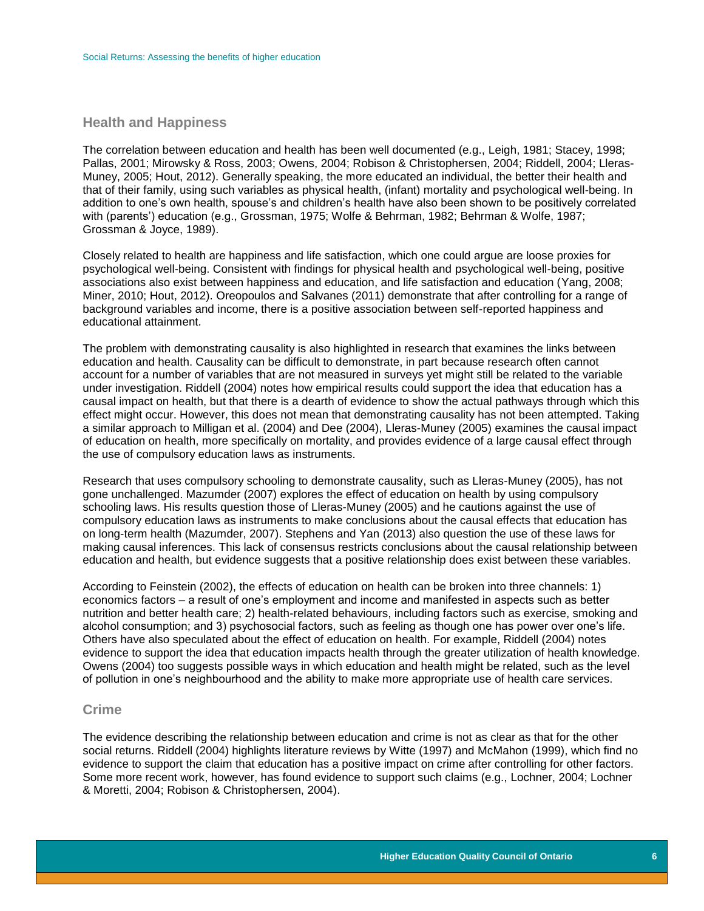## Health and Happiness

The correlation between education and health has been well documented (e.g., Leigh, 1981; Stacey, 1998; Pallas, 2001; Mirowsky & Ross, 2003; Owens, 2004; Robison & Christophersen, 2004; Riddell, 2004; Lleras-Muney, 2005; Hout, 2012). Generally speaking, the more educated an individual, the better their health and that of their family, using such variables as physical health, (infant) mortality and psychological well-being. In addition to one's own health, spouse's and children's health have also been shown to be positively correlated with (parents') education (e.g., Grossman, 1975; Wolfe & Behrman, 1982; Behrman & Wolfe, 1987; Grossman & Joyce, 1989).

Closely related to health are happiness and life satisfaction, which one could argue are loose proxies for psychological well-being. Consistent with findings for physical health and psychological well-being, positive associations also exist between happiness and education, and life satisfaction and education (Yang, 2008; Miner, 2010; Hout, 2012). Oreopoulos and Salvanes (2011) demonstrate that after controlling for a range of background variables and income, there is a positive association between self-reported happiness and educational attainment.

The problem with demonstrating causality is also highlighted in research that examines the links between education and health. Causality can be difficult to demonstrate, in part because research often cannot account for a number of variables that are not measured in surveys yet might still be related to the variable under investigation. Riddell (2004) notes how empirical results could support the idea that education has a causal impact on health, but that there is a dearth of evidence to show the actual pathways through which this effect might occur. However, this does not mean that demonstrating causality has not been attempted. Taking a similar approach to Milligan et al. (2004) and Dee (2004), Lleras-Muney (2005) examines the causal impact of education on health, more specifically on mortality, and provides evidence of a large causal effect through the use of compulsory education laws as instruments.

Research that uses compulsory schooling to demonstrate causality, such as Lleras-Muney (2005), has not gone unchallenged. Mazumder (2007) explores the effect of education on health by using compulsory schooling laws. His results question those of Lleras-Muney (2005) and he cautions against the use of compulsory education laws as instruments to make conclusions about the causal effects that education has on long-term health (Mazumder, 2007). Stephens and Yan (2013) also question the use of these laws for making causal inferences. This lack of consensus restricts conclusions about the causal relationship between education and health, but evidence suggests that a positive relationship does exist between these variables.

According to Feinstein (2002), the effects of education on health can be broken into three channels: 1) economics factors – a result of one's employment and income and manifested in aspects such as better nutrition and better health care; 2) health-related behaviours, including factors such as exercise, smoking and alcohol consumption; and 3) psychosocial factors, such as feeling as though one has power over one's life. Others have also speculated about the effect of education on health. For example, Riddell (2004) notes evidence to support the idea that education impacts health through the greater utilization of health knowledge. Owens (2004) too suggests possible ways in which education and health might be related, such as the level of pollution in one's neighbourhood and the ability to make more appropriate use of health care services.

## Crime

The evidence describing the relationship between education and crime is not as clear as that for the other social returns. Riddell (2004) highlights literature reviews by Witte (1997) and McMahon (1999), which find no evidence to support the claim that education has a positive impact on crime after controlling for other factors. Some more recent work, however, has found evidence to support such claims (e.g., Lochner, 2004; Lochner & Moretti, 2004; Robison & Christophersen, 2004).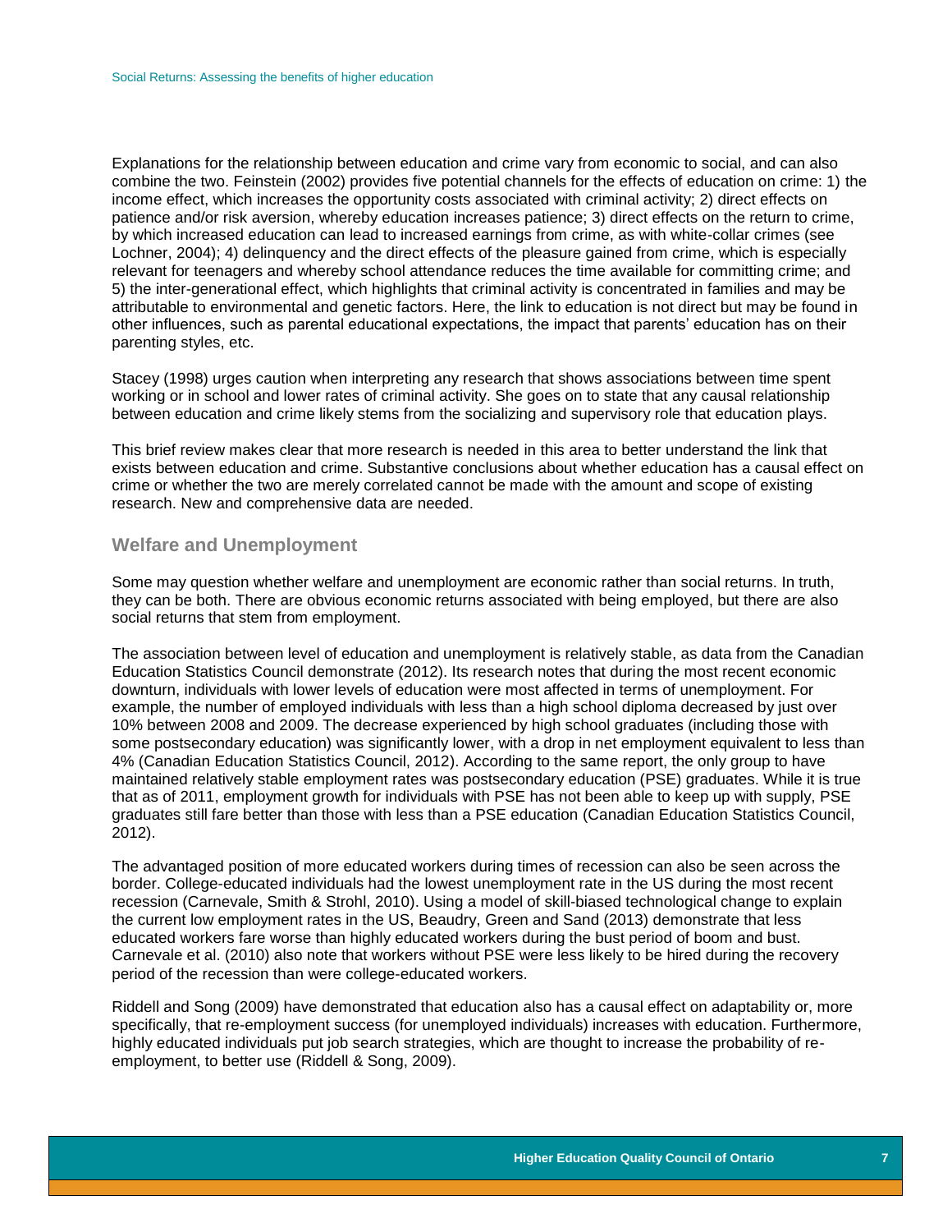Explanations for the relationship between education and crime vary from economic to social, and can also combine the two. Feinstein (2002) provides five potential channels for the effects of education on crime: 1) the income effect, which increases the opportunity costs associated with criminal activity; 2) direct effects on patience and/or risk aversion, whereby education increases patience; 3) direct effects on the return to crime, by which increased education can lead to increased earnings from crime, as with white-collar crimes (see Lochner, 2004); 4) delinquency and the direct effects of the pleasure gained from crime, which is especially relevant for teenagers and whereby school attendance reduces the time available for committing crime; and 5) the inter-generational effect, which highlights that criminal activity is concentrated in families and may be attributable to environmental and genetic factors. Here, the link to education is not direct but may be found in other influences, such as parental educational expectations, the impact that parents' education has on their parenting styles, etc.

Stacey (1998) urges caution when interpreting any research that shows associations between time spent working or in school and lower rates of criminal activity. She goes on to state that any causal relationship between education and crime likely stems from the socializing and supervisory role that education plays.

This brief review makes clear that more research is needed in this area to better understand the link that exists between education and crime. Substantive conclusions about whether education has a causal effect on crime or whether the two are merely correlated cannot be made with the amount and scope of existing research. New and comprehensive data are needed.

## Welfare and Unemployment

Some may question whether welfare and unemployment are economic rather than social returns. In truth, they can be both. There are obvious economic returns associated with being employed, but there are also social returns that stem from employment.

The association between level of education and unemployment is relatively stable, as data from the Canadian Education Statistics Council demonstrate (2012). Its research notes that during the most recent economic downturn, individuals with lower levels of education were most affected in terms of unemployment. For example, the number of employed individuals with less than a high school diploma decreased by just over 10% between 2008 and 2009. The decrease experienced by high school graduates (including those with some postsecondary education) was significantly lower, with a drop in net employment equivalent to less than 4% (Canadian Education Statistics Council, 2012). According to the same report, the only group to have maintained relatively stable employment rates was postsecondary education (PSE) graduates. While it is true that as of 2011, employment growth for individuals with PSE has not been able to keep up with supply, PSE graduates still fare better than those with less than a PSE education (Canadian Education Statistics Council, 2012).

The advantaged position of more educated workers during times of recession can also be seen across the border. College-educated individuals had the lowest unemployment rate in the US during the most recent recession (Carnevale, Smith & Strohl, 2010). Using a model of skill-biased technological change to explain the current low employment rates in the US, Beaudry, Green and Sand (2013) demonstrate that less educated workers fare worse than highly educated workers during the bust period of boom and bust. Carnevale et al. (2010) also note that workers without PSE were less likely to be hired during the recovery period of the recession than were college-educated workers.

Riddell and Song (2009) have demonstrated that education also has a causal effect on adaptability or, more specifically, that re-employment success (for unemployed individuals) increases with education. Furthermore, highly educated individuals put job search strategies, which are thought to increase the probability of re-employment, to better use (Riddell & Song, 2009).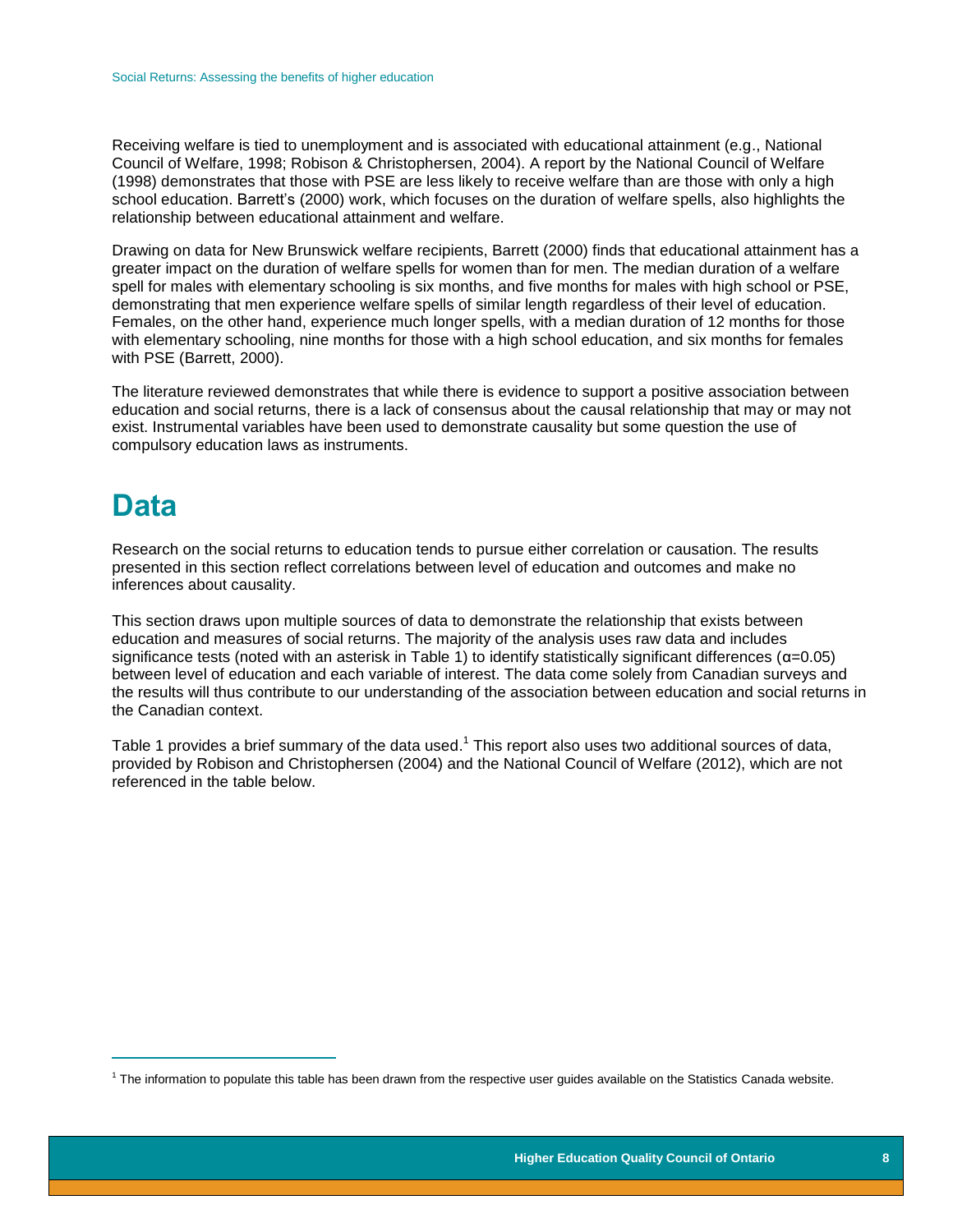Receiving welfare is tied to unemployment and is associated with educational attainment (e.g., National Council of Welfare, 1998; Robison & Christophersen, 2004). A report by the National Council of Welfare (1998) demonstrates that those with PSE are less likely to receive welfare than are those with only a high school education. Barrett's (2000) work, which focuses on the duration of welfare spells, also highlights the relationship between educational attainment and welfare.

Drawing on data for New Brunswick welfare recipients, Barrett (2000) finds that educational attainment has a greater impact on the duration of welfare spells for women than for men. The median duration of a welfare spell for males with elementary schooling is six months, and five months for males with high school or PSE, demonstrating that men experience welfare spells of similar length regardless of their level of education. Females, on the other hand, experience much longer spells, with a median duration of 12 months for those with elementary schooling, nine months for those with a high school education, and six months for females with PSE (Barrett, 2000).

The literature reviewed demonstrates that while there is evidence to support a positive association between education and social returns, there is a lack of consensus about the causal relationship that may or may not exist. Instrumental variables have been used to demonstrate causality but some question the use of compulsory education laws as instruments.

# Data

Research on the social returns to education tends to pursue either correlation or causation. The results presented in this section reflect correlations between level of education and outcomes and make no inferences about causality.

This section draws upon multiple sources of data to demonstrate the relationship that exists between education and measures of social returns. The majority of the analysis uses raw data and includes significance tests (noted with an asterisk in Table 1) to identify statistically significant differences ($\alpha$=0.05) between level of education and each variable of interest. The data come solely from Canadian surveys and the results will thus contribute to our understanding of the association between education and social returns in the Canadian context.

Table 1 provides a brief summary of the data used.[1] This report also uses two additional sources of data, provided by Robison and Christophersen (2004) and the National Council of Welfare (2012), which are not referenced in the table below.

[1] The information to populate this table has been drawn from the respective user guides available on the Statistics Canada website.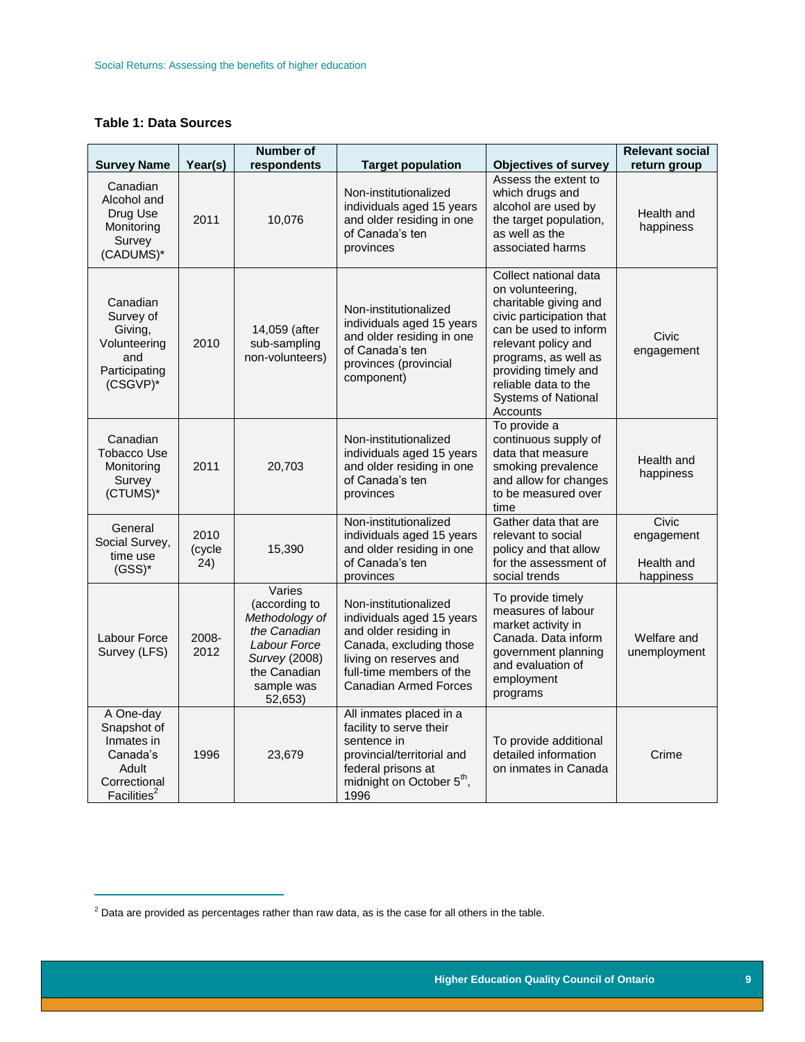**Table 1: Data Sources**

| Survey Name | Year(s) | Number of respondents | Target population | Objectives of survey | Relevant social return group |
|---|---|---|---|---|---|
| Canadian Alcohol and Drug Use Monitoring Survey (CADUMS)* | 2011 | 10,076 | Non-institutionalized individuals aged 15 years and older residing in one of Canada's ten provinces | Assess the extent to which drugs and alcohol are used by the target population, as well as the associated harms | Health and happiness |
| Canadian Survey of Giving, Volunteering and Participating (CSGVP)* | 2010 | 14,059 (after sub-sampling non-volunteers) | Non-institutionalized individuals aged 15 years and older residing in one of Canada's ten provinces (provincial component) | Collect national data on volunteering, charitable giving and civic participation that can be used to inform relevant policy and programs, as well as providing timely and reliable data to the Systems of National Accounts | Civic engagement |
| Canadian Tobacco Use Monitoring Survey (CTUMS)* | 2011 | 20,703 | Non-institutionalized individuals aged 15 years and older residing in one of Canada's ten provinces | To provide a continuous supply of data that measure smoking prevalence and allow for changes to be measured over time | Health and happiness |
| General Social Survey, time use (GSS)* | 2010 (cycle 24) | 15,390 | Non-institutionalized individuals aged 15 years and older residing in one of Canada's ten provinces | Gather data that are relevant to social policy and that allow for the assessment of social trends | Civic engagement<br><br>Health and happiness |
| Labour Force Survey (LFS) | 2008-2012 | Varies (according to *Methodology of the Canadian Labour Force Survey* (2008) the Canadian sample was 52,653) | Non-institutionalized individuals aged 15 years and older residing in Canada, excluding those living on reserves and full-time members of the Canadian Armed Forces | To provide timely measures of labour market activity in Canada. Data inform government planning and evaluation of employment programs | Welfare and unemployment |
| A One-day Snapshot of Inmates in Canada's Adult Correctional Facilities[2] | 1996 | 23,679 | All inmates placed in a facility to serve their sentence in provincial/territorial and federal prisons at midnight on October 5th, 1996 | To provide additional detailed information on inmates in Canada | Crime |

[2] Data are provided as percentages rather than raw data, as is the case for all others in the table.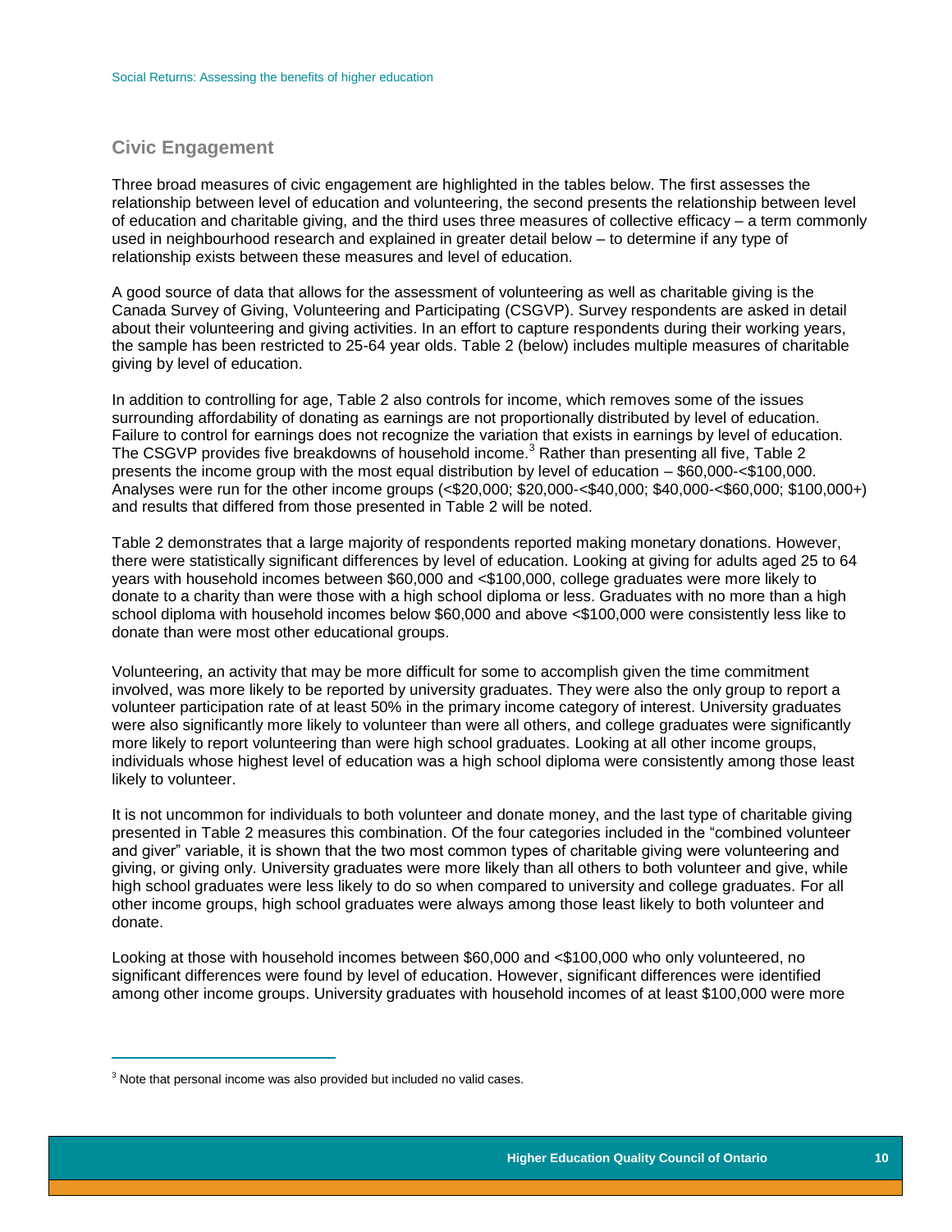## Civic Engagement

Three broad measures of civic engagement are highlighted in the tables below. The first assesses the relationship between level of education and volunteering, the second presents the relationship between level of education and charitable giving, and the third uses three measures of collective efficacy – a term commonly used in neighbourhood research and explained in greater detail below – to determine if any type of relationship exists between these measures and level of education.

A good source of data that allows for the assessment of volunteering as well as charitable giving is the Canada Survey of Giving, Volunteering and Participating (CSGVP). Survey respondents are asked in detail about their volunteering and giving activities. In an effort to capture respondents during their working years, the sample has been restricted to 25-64 year olds. Table 2 (below) includes multiple measures of charitable giving by level of education.

In addition to controlling for age, Table 2 also controls for income, which removes some of the issues surrounding affordability of donating as earnings are not proportionally distributed by level of education. Failure to control for earnings does not recognize the variation that exists in earnings by level of education. The CSGVP provides five breakdowns of household income.[3] Rather than presenting all five, Table 2 presents the income group with the most equal distribution by level of education – $60,000-<$100,000. Analyses were run for the other income groups (<$20,000; $20,000-<$40,000; $40,000-<$60,000; $100,000+) and results that differed from those presented in Table 2 will be noted.

Table 2 demonstrates that a large majority of respondents reported making monetary donations. However, there were statistically significant differences by level of education. Looking at giving for adults aged 25 to 64 years with household incomes between $60,000 and <$100,000, college graduates were more likely to donate to a charity than were those with a high school diploma or less. Graduates with no more than a high school diploma with household incomes below $60,000 and above <$100,000 were consistently less like to donate than were most other educational groups.

Volunteering, an activity that may be more difficult for some to accomplish given the time commitment involved, was more likely to be reported by university graduates. They were also the only group to report a volunteer participation rate of at least 50% in the primary income category of interest. University graduates were also significantly more likely to volunteer than were all others, and college graduates were significantly more likely to report volunteering than were high school graduates. Looking at all other income groups, individuals whose highest level of education was a high school diploma were consistently among those least likely to volunteer.

It is not uncommon for individuals to both volunteer and donate money, and the last type of charitable giving presented in Table 2 measures this combination. Of the four categories included in the "combined volunteer and giver" variable, it is shown that the two most common types of charitable giving were volunteering and giving, or giving only. University graduates were more likely than all others to both volunteer and give, while high school graduates were less likely to do so when compared to university and college graduates. For all other income groups, high school graduates were always among those least likely to both volunteer and donate.

Looking at those with household incomes between $60,000 and <$100,000 who only volunteered, no significant differences were found by level of education. However, significant differences were identified among other income groups. University graduates with household incomes of at least $100,000 were more

---

[3] Note that personal income was also provided but included no valid cases.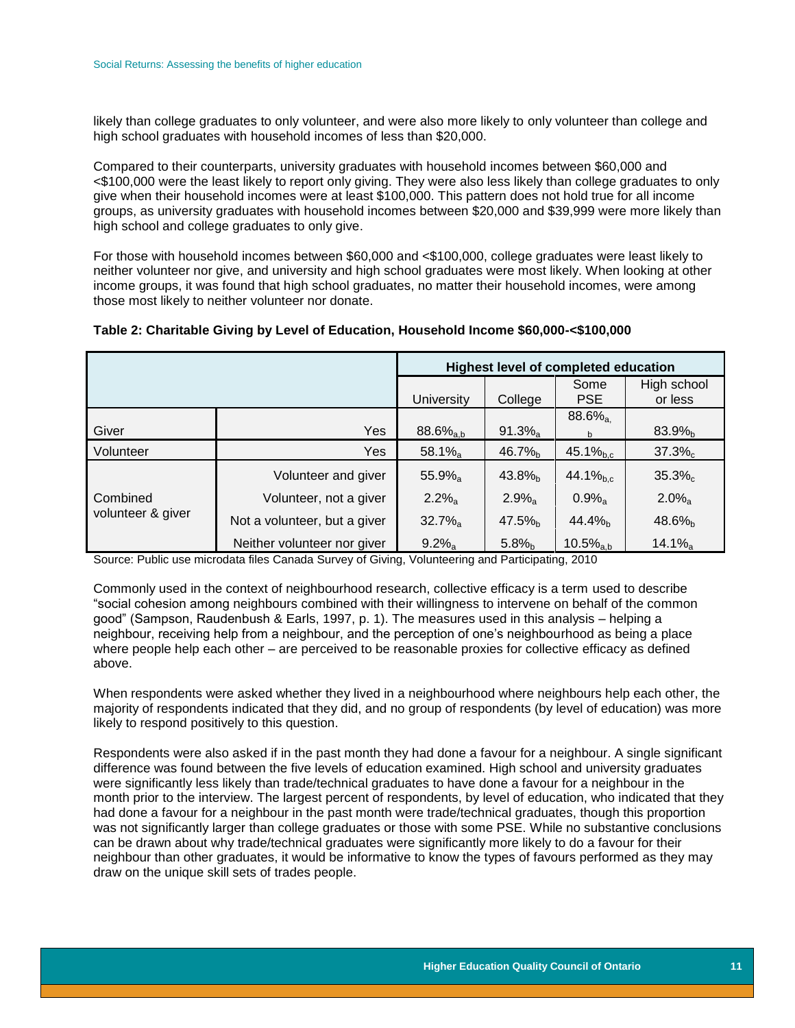likely than college graduates to only volunteer, and were also more likely to only volunteer than college and high school graduates with household incomes of less than $20,000.

Compared to their counterparts, university graduates with household incomes between $60,000 and <$100,000 were the least likely to report only giving. They were also less likely than college graduates to only give when their household incomes were at least $100,000. This pattern does not hold true for all income groups, as university graduates with household incomes between $20,000 and $39,999 were more likely than high school and college graduates to only give.

For those with household incomes between $60,000 and <$100,000, college graduates were least likely to neither volunteer nor give, and university and high school graduates were most likely. When looking at other income groups, it was found that high school graduates, no matter their household incomes, were among those most likely to neither volunteer nor donate.

**Table 2: Charitable Giving by Level of Education, Household Income $60,000-<$100,000**

| | | Highest level of completed education | | | |
|---|---|---|---|---|---|
| | | University | College | Some PSE | High school or less |
| Giver | Yes | $88.6\%_{a,b}$ | $91.3\%_{a}$ | $88.6\%_{a,b}$ | $83.9\%_{b}$ |
| Volunteer | Yes | $58.1\%_{a}$ | $46.7\%_{b}$ | $45.1\%_{b,c}$ | $37.3\%_{c}$ |
| Combined volunteer & giver | Volunteer and giver | $55.9\%_{a}$ | $43.8\%_{b}$ | $44.1\%_{b,c}$ | $35.3\%_{c}$ |
| | Volunteer, not a giver | $2.2\%_{a}$ | $2.9\%_{a}$ | $0.9\%_{a}$ | $2.0\%_{a}$ |
| | Not a volunteer, but a giver | $32.7\%_{a}$ | $47.5\%_{b}$ | $44.4\%_{b}$ | $48.6\%_{b}$ |
| | Neither volunteer nor giver | $9.2\%_{a}$ | $5.8\%_{b}$ | $10.5\%_{a,b}$ | $14.1\%_{a}$ |

Source: Public use microdata files Canada Survey of Giving, Volunteering and Participating, 2010

Commonly used in the context of neighbourhood research, collective efficacy is a term used to describe "social cohesion among neighbours combined with their willingness to intervene on behalf of the common good" (Sampson, Raudenbush & Earls, 1997, p. 1). The measures used in this analysis – helping a neighbour, receiving help from a neighbour, and the perception of one's neighbourhood as being a place where people help each other – are perceived to be reasonable proxies for collective efficacy as defined above.

When respondents were asked whether they lived in a neighbourhood where neighbours help each other, the majority of respondents indicated that they did, and no group of respondents (by level of education) was more likely to respond positively to this question.

Respondents were also asked if in the past month they had done a favour for a neighbour. A single significant difference was found between the five levels of education examined. High school and university graduates were significantly less likely than trade/technical graduates to have done a favour for a neighbour in the month prior to the interview. The largest percent of respondents, by level of education, who indicated that they had done a favour for a neighbour in the past month were trade/technical graduates, though this proportion was not significantly larger than college graduates or those with some PSE. While no substantive conclusions can be drawn about why trade/technical graduates were significantly more likely to do a favour for their neighbour than other graduates, it would be informative to know the types of favours performed as they may draw on the unique skill sets of trades people.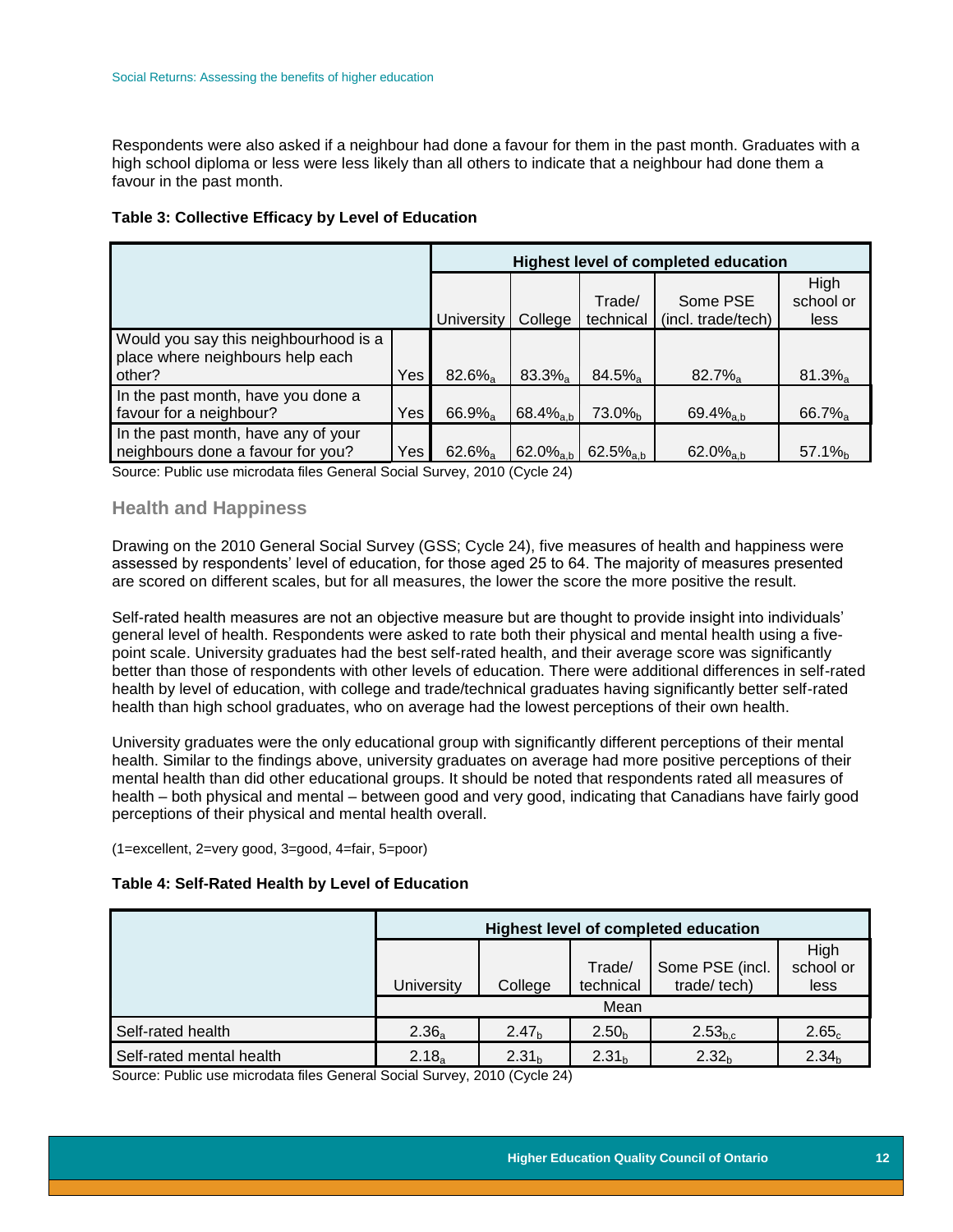Respondents were also asked if a neighbour had done a favour for them in the past month. Graduates with a high school diploma or less were less likely than all others to indicate that a neighbour had done them a favour in the past month.

**Table 3: Collective Efficacy by Level of Education**

| | | Highest level of completed education | | | | |
|---|---|---|---|---|---|---|
| | | University | College | Trade/ technical | Some PSE (incl. trade/tech) | High school or less |
| Would you say this neighbourhood is a place where neighbours help each other? | Yes | 82.6%$_{a}$ | 83.3%$_{a}$ | 84.5%$_{a}$ | 82.7%$_{a}$ | 81.3%$_{a}$ |
| In the past month, have you done a favour for a neighbour? | Yes | 66.9%$_{a}$ | 68.4%$_{a,b}$ | 73.0%$_{b}$ | 69.4%$_{a,b}$ | 66.7%$_{a}$ |
| In the past month, have any of your neighbours done a favour for you? | Yes | 62.6%$_{a}$ | 62.0%$_{a,b}$ | 62.5%$_{a,b}$ | 62.0%$_{a,b}$ | 57.1%$_{b}$ |

Source: Public use microdata files General Social Survey, 2010 (Cycle 24)

## Health and Happiness

Drawing on the 2010 General Social Survey (GSS; Cycle 24), five measures of health and happiness were assessed by respondents' level of education, for those aged 25 to 64. The majority of measures presented are scored on different scales, but for all measures, the lower the score the more positive the result.

Self-rated health measures are not an objective measure but are thought to provide insight into individuals' general level of health. Respondents were asked to rate both their physical and mental health using a five-point scale. University graduates had the best self-rated health, and their average score was significantly better than those of respondents with other levels of education. There were additional differences in self-rated health by level of education, with college and trade/technical graduates having significantly better self-rated health than high school graduates, who on average had the lowest perceptions of their own health.

University graduates were the only educational group with significantly different perceptions of their mental health. Similar to the findings above, university graduates on average had more positive perceptions of their mental health than did other educational groups. It should be noted that respondents rated all measures of health – both physical and mental – between good and very good, indicating that Canadians have fairly good perceptions of their physical and mental health overall.

(1=excellent, 2=very good, 3=good, 4=fair, 5=poor)

**Table 4: Self-Rated Health by Level of Education**

| | Highest level of completed education | | | | |
|---|---|---|---|---|---|
| | University | College | Trade/ technical | Some PSE (incl. trade/ tech) | High school or less |
| | Mean | | | | |
| Self-rated health | 2.36$_{a}$ | 2.47$_{b}$ | 2.50$_{b}$ | 2.53$_{b,c}$ | 2.65$_{c}$ |
| Self-rated mental health | 2.18$_{a}$ | 2.31$_{b}$ | 2.31$_{b}$ | 2.32$_{b}$ | 2.34$_{b}$ |

Source: Public use microdata files General Social Survey, 2010 (Cycle 24)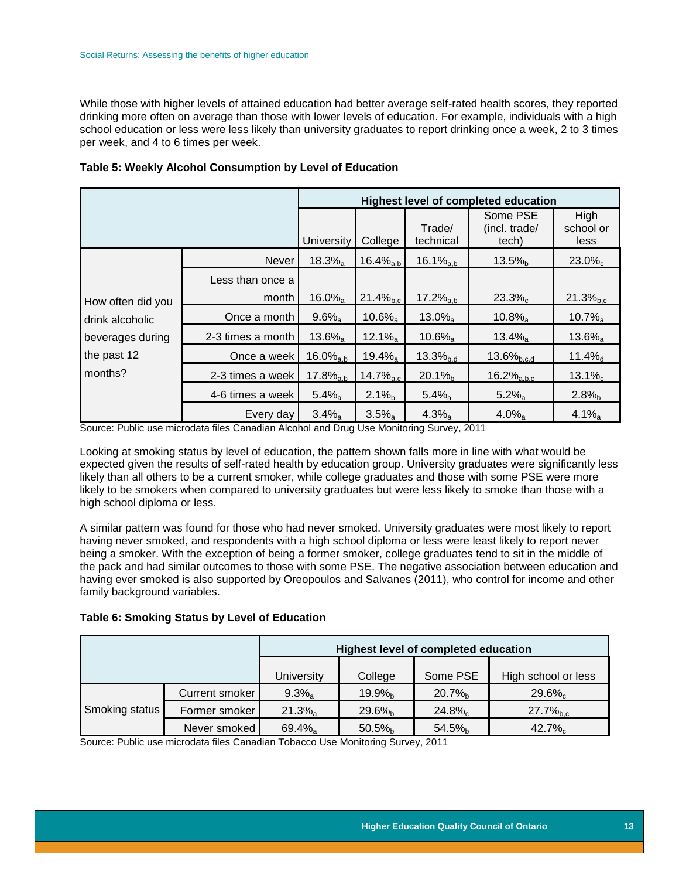While those with higher levels of attained education had better average self-rated health scores, they reported drinking more often on average than those with lower levels of education. For example, individuals with a high school education or less were less likely than university graduates to report drinking once a week, 2 to 3 times per week, and 4 to 6 times per week.

**Table 5: Weekly Alcohol Consumption by Level of Education**

| | | Highest level of completed education | | | | |
|---|---|---|---|---|---|---|
| | | University | College | Trade/ technical | Some PSE (incl. trade/ tech) | High school or less |
| How often did you drink alcoholic beverages during the past 12 months? | Never | 18.3%$_{a}$ | 16.4%$_{a,b}$ | 16.1%$_{a,b}$ | 13.5%$_{b}$ | 23.0%$_{c}$ |
| | Less than once a month | 16.0%$_{a}$ | 21.4%$_{b,c}$ | 17.2%$_{a,b}$ | 23.3%$_{c}$ | 21.3%$_{b,c}$ |
| | Once a month | 9.6%$_{a}$ | 10.6%$_{a}$ | 13.0%$_{a}$ | 10.8%$_{a}$ | 10.7%$_{a}$ |
| | 2-3 times a month | 13.6%$_{a}$ | 12.1%$_{a}$ | 10.6%$_{a}$ | 13.4%$_{a}$ | 13.6%$_{a}$ |
| | Once a week | 16.0%$_{a,b}$ | 19.4%$_{a}$ | 13.3%$_{b,d}$ | 13.6%$_{b,c,d}$ | 11.4%$_{d}$ |
| | 2-3 times a week | 17.8%$_{a,b}$ | 14.7%$_{a,c}$ | 20.1%$_{b}$ | 16.2%$_{a,b,c}$ | 13.1%$_{c}$ |
| | 4-6 times a week | 5.4%$_{a}$ | 2.1%$_{b}$ | 5.4%$_{a}$ | 5.2%$_{a}$ | 2.8%$_{b}$ |
| | Every day | 3.4%$_{a}$ | 3.5%$_{a}$ | 4.3%$_{a}$ | 4.0%$_{a}$ | 4.1%$_{a}$ |

Source: Public use microdata files Canadian Alcohol and Drug Use Monitoring Survey, 2011

Looking at smoking status by level of education, the pattern shown falls more in line with what would be expected given the results of self-rated health by education group. University graduates were significantly less likely than all others to be a current smoker, while college graduates and those with some PSE were more likely to be smokers when compared to university graduates but were less likely to smoke than those with a high school diploma or less.

A similar pattern was found for those who had never smoked. University graduates were most likely to report having never smoked, and respondents with a high school diploma or less were least likely to report never being a smoker. With the exception of being a former smoker, college graduates tend to sit in the middle of the pack and had similar outcomes to those with some PSE. The negative association between education and having ever smoked is also supported by Oreopoulos and Salvanes (2011), who control for income and other family background variables.

**Table 6: Smoking Status by Level of Education**

| | | Highest level of completed education | | | |
|---|---|---|---|---|---|
| | | University | College | Some PSE | High school or less |
| Smoking status | Current smoker | 9.3%$_{a}$ | 19.9%$_{b}$ | 20.7%$_{b}$ | 29.6%$_{c}$ |
| | Former smoker | 21.3%$_{a}$ | 29.6%$_{b}$ | 24.8%$_{c}$ | 27.7%$_{b,c}$ |
| | Never smoked | 69.4%$_{a}$ | 50.5%$_{b}$ | 54.5%$_{b}$ | 42.7%$_{c}$ |

Source: Public use microdata files Canadian Tobacco Use Monitoring Survey, 2011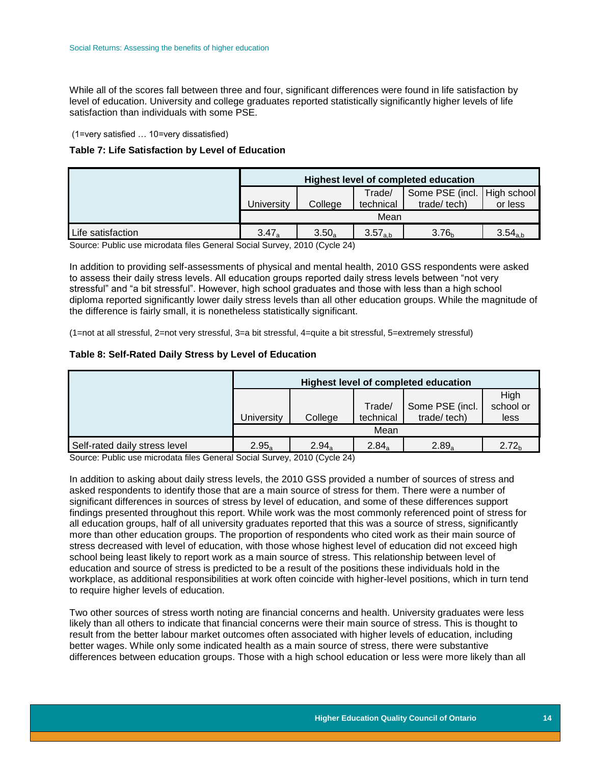While all of the scores fall between three and four, significant differences were found in life satisfaction by level of education. University and college graduates reported statistically significantly higher levels of life satisfaction than individuals with some PSE.

(1=very satisfied … 10=very dissatisfied)

**Table 7: Life Satisfaction by Level of Education**

| | Highest level of completed education | | | | |
|---|---|---|---|---|---|
| | University | College | Trade/ technical | Some PSE (incl. trade/ tech) | High school or less |
| | Mean | | | | |
| Life satisfaction | $3.47_a$ | $3.50_a$ | $3.57_{a,b}$ | $3.76_b$ | $3.54_{a,b}$ |

Source: Public use microdata files General Social Survey, 2010 (Cycle 24)

In addition to providing self-assessments of physical and mental health, 2010 GSS respondents were asked to assess their daily stress levels. All education groups reported daily stress levels between "not very stressful" and "a bit stressful". However, high school graduates and those with less than a high school diploma reported significantly lower daily stress levels than all other education groups. While the magnitude of the difference is fairly small, it is nonetheless statistically significant.

(1=not at all stressful, 2=not very stressful, 3=a bit stressful, 4=quite a bit stressful, 5=extremely stressful)

**Table 8: Self-Rated Daily Stress by Level of Education**

| | Highest level of completed education | | | | |
|---|---|---|---|---|---|
| | University | College | Trade/ technical | Some PSE (incl. trade/ tech) | High school or less |
| | Mean | | | | |
| Self-rated daily stress level | $2.95_a$ | $2.94_a$ | $2.84_a$ | $2.89_a$ | $2.72_b$ |

Source: Public use microdata files General Social Survey, 2010 (Cycle 24)

In addition to asking about daily stress levels, the 2010 GSS provided a number of sources of stress and asked respondents to identify those that are a main source of stress for them. There were a number of significant differences in sources of stress by level of education, and some of these differences support findings presented throughout this report. While work was the most commonly referenced point of stress for all education groups, half of all university graduates reported that this was a source of stress, significantly more than other education groups. The proportion of respondents who cited work as their main source of stress decreased with level of education, with those whose highest level of education did not exceed high school being least likely to report work as a main source of stress. This relationship between level of education and source of stress is predicted to be a result of the positions these individuals hold in the workplace, as additional responsibilities at work often coincide with higher-level positions, which in turn tend to require higher levels of education.

Two other sources of stress worth noting are financial concerns and health. University graduates were less likely than all others to indicate that financial concerns were their main source of stress. This is thought to result from the better labour market outcomes often associated with higher levels of education, including better wages. While only some indicated health as a main source of stress, there were substantive differences between education groups. Those with a high school education or less were more likely than all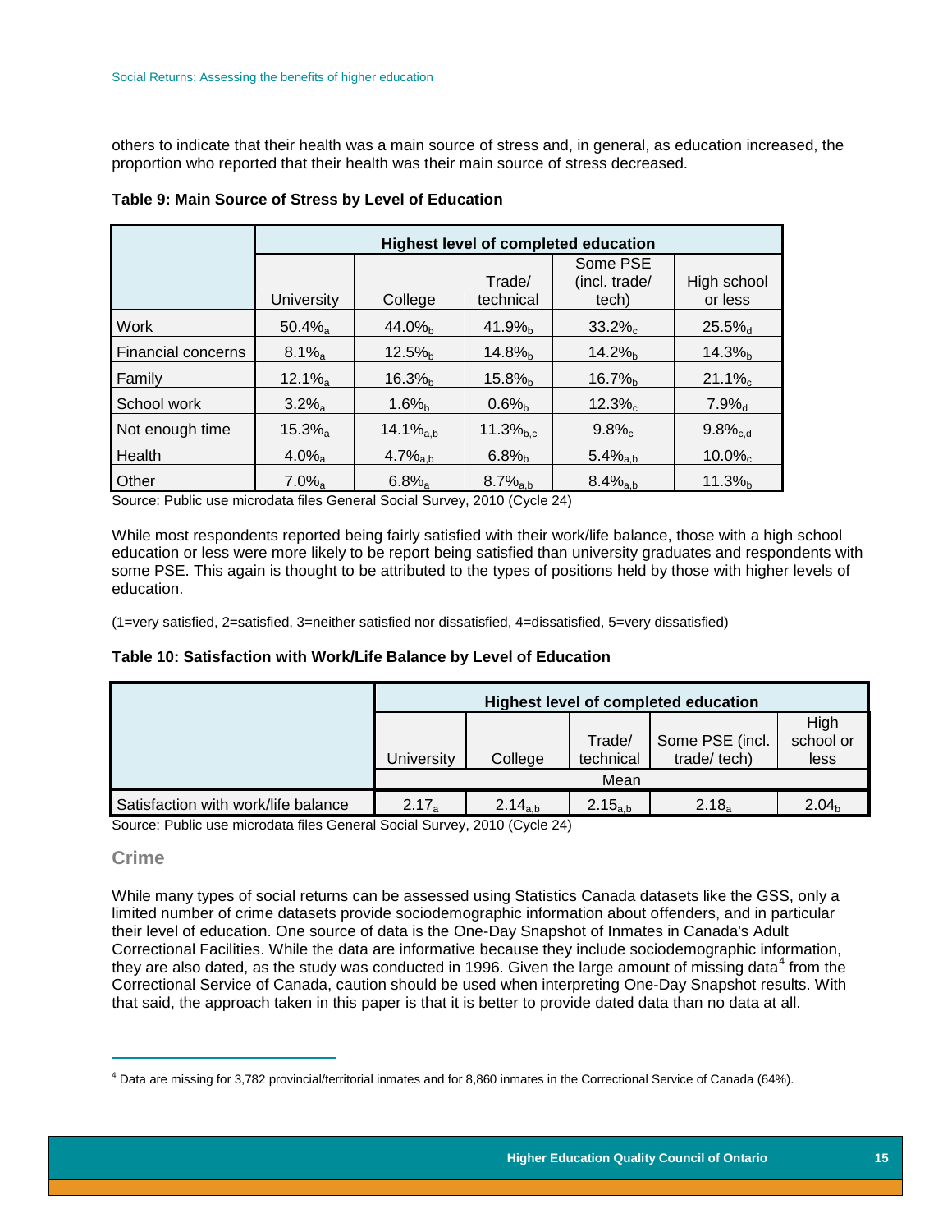others to indicate that their health was a main source of stress and, in general, as education increased, the proportion who reported that their health was their main source of stress decreased.

**Table 9: Main Source of Stress by Level of Education**

| | Highest level of completed education | | | | |
|---|---|---|---|---|---|
| | University | College | Trade/ technical | Some PSE (incl. trade/ tech) | High school or less |
| Work | 50.4%$_{a}$ | 44.0%$_{b}$ | 41.9%$_{b}$ | 33.2%$_{c}$ | 25.5%$_{d}$ |
| Financial concerns | 8.1%$_{a}$ | 12.5%$_{b}$ | 14.8%$_{b}$ | 14.2%$_{b}$ | 14.3%$_{b}$ |
| Family | 12.1%$_{a}$ | 16.3%$_{b}$ | 15.8%$_{b}$ | 16.7%$_{b}$ | 21.1%$_{c}$ |
| School work | 3.2%$_{a}$ | 1.6%$_{b}$ | 0.6%$_{b}$ | 12.3%$_{c}$ | 7.9%$_{d}$ |
| Not enough time | 15.3%$_{a}$ | 14.1%$_{a,b}$ | 11.3%$_{b,c}$ | 9.8%$_{c}$ | 9.8%$_{c,d}$ |
| Health | 4.0%$_{a}$ | 4.7%$_{a,b}$ | 6.8%$_{b}$ | 5.4%$_{a,b}$ | 10.0%$_{c}$ |
| Other | 7.0%$_{a}$ | 6.8%$_{a}$ | 8.7%$_{a,b}$ | 8.4%$_{a,b}$ | 11.3%$_{b}$ |

Source: Public use microdata files General Social Survey, 2010 (Cycle 24)

While most respondents reported being fairly satisfied with their work/life balance, those with a high school education or less were more likely to be report being satisfied than university graduates and respondents with some PSE. This again is thought to be attributed to the types of positions held by those with higher levels of education.

(1=very satisfied, 2=satisfied, 3=neither satisfied nor dissatisfied, 4=dissatisfied, 5=very dissatisfied)

**Table 10: Satisfaction with Work/Life Balance by Level of Education**

| | Highest level of completed education | | | | |
|---|---|---|---|---|---|
| | University | College | Trade/ technical | Some PSE (incl. trade/ tech) | High school or less |
| | Mean | | | | |
| Satisfaction with work/life balance | 2.17$_{a}$ | 2.14$_{a,b}$ | 2.15$_{a,b}$ | 2.18$_{a}$ | 2.04$_{b}$ |

Source: Public use microdata files General Social Survey, 2010 (Cycle 24)

## Crime

While many types of social returns can be assessed using Statistics Canada datasets like the GSS, only a limited number of crime datasets provide sociodemographic information about offenders, and in particular their level of education. One source of data is the One-Day Snapshot of Inmates in Canada's Adult Correctional Facilities. While the data are informative because they include sociodemographic information, they are also dated, as the study was conducted in 1996. Given the large amount of missing data[4] from the Correctional Service of Canada, caution should be used when interpreting One-Day Snapshot results. With that said, the approach taken in this paper is that it is better to provide dated data than no data at all.

[4] Data are missing for 3,782 provincial/territorial inmates and for 8,860 inmates in the Correctional Service of Canada (64%).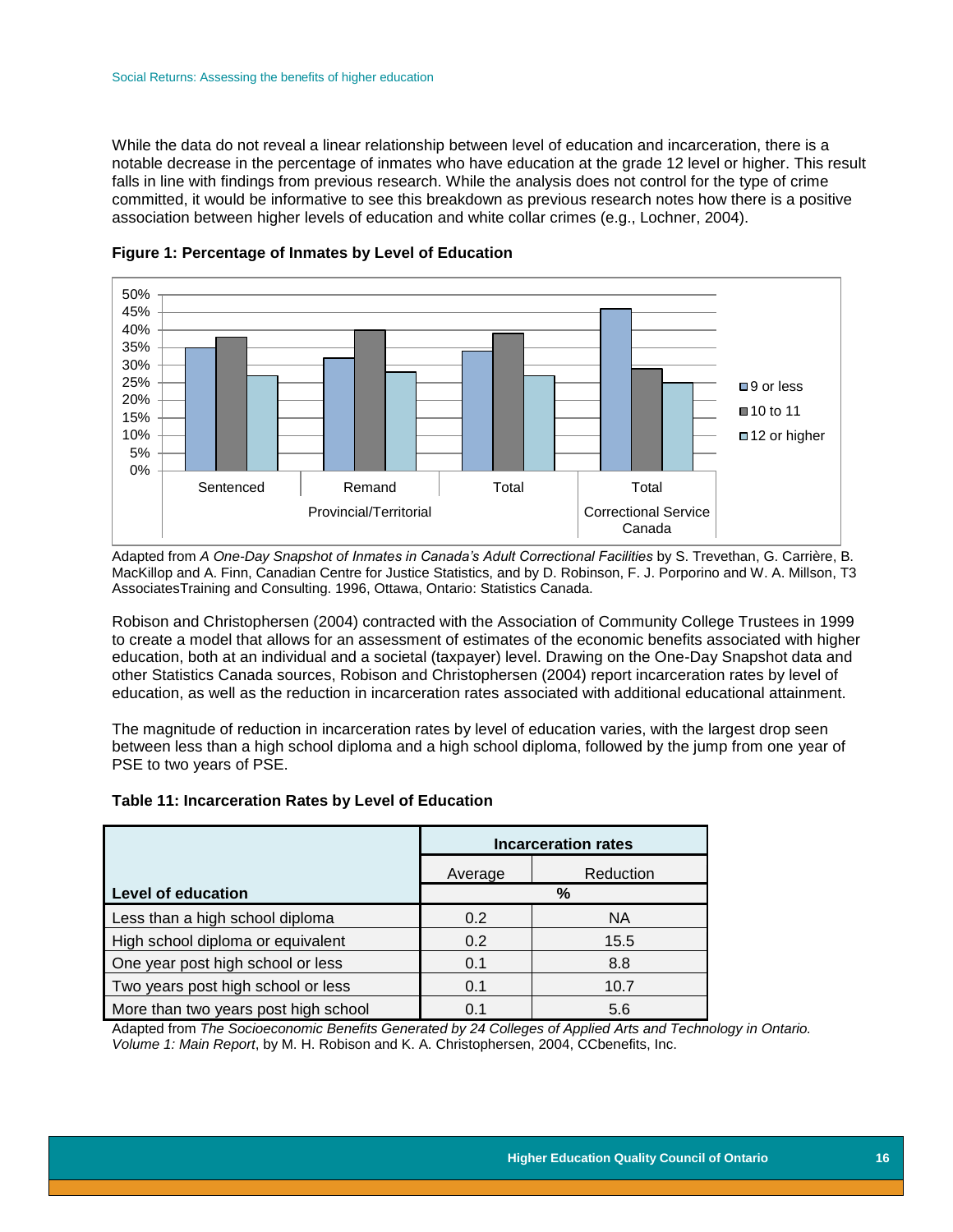While the data do not reveal a linear relationship between level of education and incarceration, there is a notable decrease in the percentage of inmates who have education at the grade 12 level or higher. This result falls in line with findings from previous research. While the analysis does not control for the type of crime committed, it would be informative to see this breakdown as previous research notes how there is a positive association between higher levels of education and white collar crimes (e.g., Lochner, 2004).

**Figure 1: Percentage of Inmates by Level of Education**

| | Provincial/Territorial – Sentenced | Provincial/Territorial – Remand | Provincial/Territorial – Total | Correctional Service Canada – Total |
|---|---|---|---|---|
| 9 or less | 35% | 32% | 34% | 46% |
| 10 to 11 | 38% | 40% | 39% | 29% |
| 12 or higher | 27% | 28% | 27% | 25% |

Adapted from *A One-Day Snapshot of Inmates in Canada's Adult Correctional Facilities* by S. Trevethan, G. Carrière, B. MacKillop and A. Finn, Canadian Centre for Justice Statistics, and by D. Robinson, F. J. Porporino and W. A. Millson, T3 AssociatesTraining and Consulting. 1996, Ottawa, Ontario: Statistics Canada.

Robison and Christophersen (2004) contracted with the Association of Community College Trustees in 1999 to create a model that allows for an assessment of estimates of the economic benefits associated with higher education, both at an individual and a societal (taxpayer) level. Drawing on the One-Day Snapshot data and other Statistics Canada sources, Robison and Christophersen (2004) report incarceration rates by level of education, as well as the reduction in incarceration rates associated with additional educational attainment.

The magnitude of reduction in incarceration rates by level of education varies, with the largest drop seen between less than a high school diploma and a high school diploma, followed by the jump from one year of PSE to two years of PSE.

**Table 11: Incarceration Rates by Level of Education**

| | Incarceration rates | |
|---|---|---|
| | Average | Reduction |
| **Level of education** | % | |
| Less than a high school diploma | 0.2 | NA |
| High school diploma or equivalent | 0.2 | 15.5 |
| One year post high school or less | 0.1 | 8.8 |
| Two years post high school or less | 0.1 | 10.7 |
| More than two years post high school | 0.1 | 5.6 |

Adapted from *The Socioeconomic Benefits Generated by 24 Colleges of Applied Arts and Technology in Ontario. Volume 1: Main Report*, by M. H. Robison and K. A. Christophersen, 2004, CCbenefits, Inc.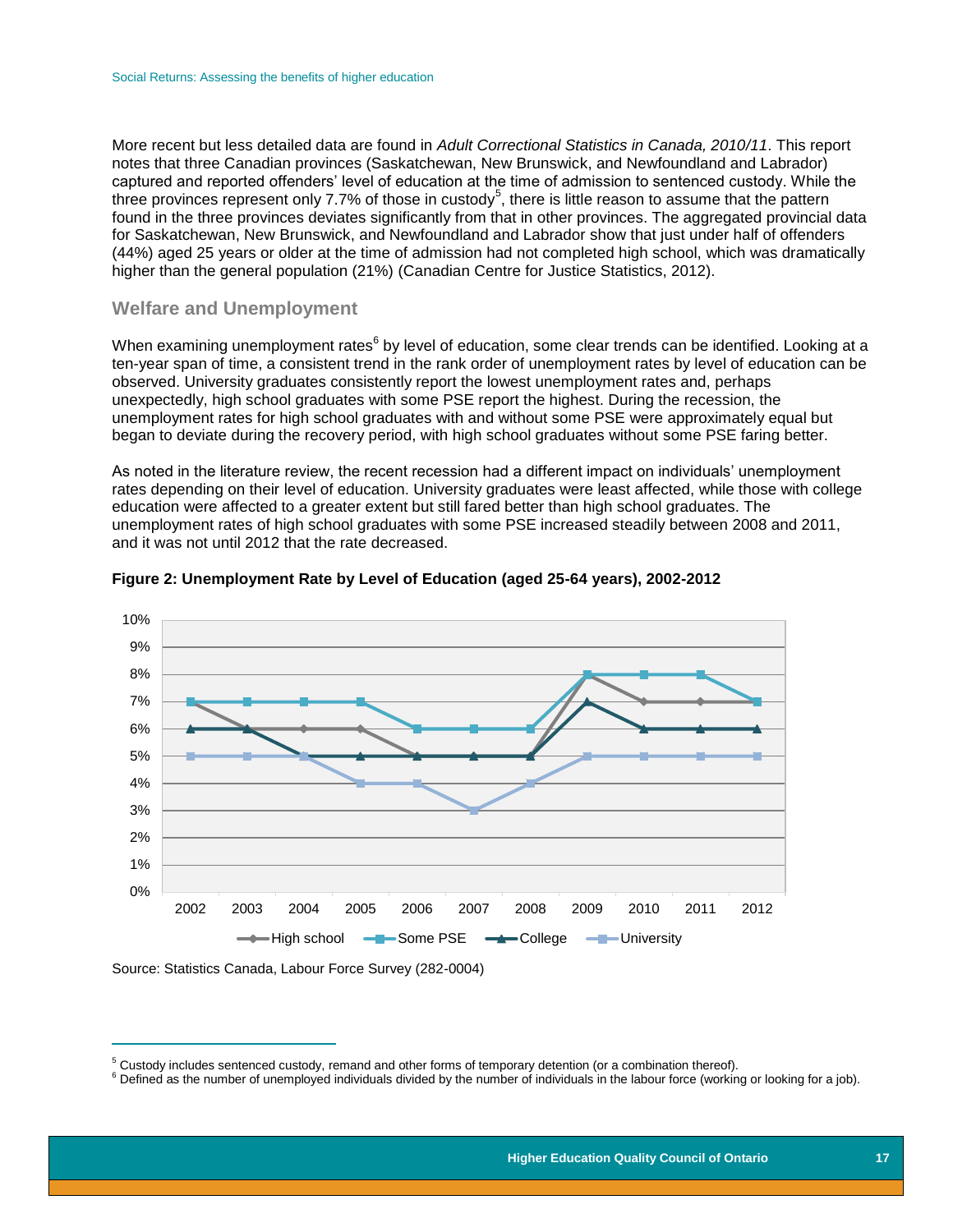More recent but less detailed data are found in *Adult Correctional Statistics in Canada, 2010/11*. This report notes that three Canadian provinces (Saskatchewan, New Brunswick, and Newfoundland and Labrador) captured and reported offenders' level of education at the time of admission to sentenced custody. While the three provinces represent only 7.7% of those in custody[5], there is little reason to assume that the pattern found in the three provinces deviates significantly from that in other provinces. The aggregated provincial data for Saskatchewan, New Brunswick, and Newfoundland and Labrador show that just under half of offenders (44%) aged 25 years or older at the time of admission had not completed high school, which was dramatically higher than the general population (21%) (Canadian Centre for Justice Statistics, 2012).

## Welfare and Unemployment

When examining unemployment rates[6] by level of education, some clear trends can be identified. Looking at a ten-year span of time, a consistent trend in the rank order of unemployment rates by level of education can be observed. University graduates consistently report the lowest unemployment rates and, perhaps unexpectedly, high school graduates with some PSE report the highest. During the recession, the unemployment rates for high school graduates with and without some PSE were approximately equal but began to deviate during the recovery period, with high school graduates without some PSE faring better.

As noted in the literature review, the recent recession had a different impact on individuals' unemployment rates depending on their level of education. University graduates were least affected, while those with college education were affected to a greater extent but still fared better than high school graduates. The unemployment rates of high school graduates with some PSE increased steadily between 2008 and 2011, and it was not until 2012 that the rate decreased.

**Figure 2: Unemployment Rate by Level of Education (aged 25-64 years), 2002-2012**

| | 2002 | 2003 | 2004 | 2005 | 2006 | 2007 | 2008 | 2009 | 2010 | 2011 | 2012 |
|---|---|---|---|---|---|---|---|---|---|---|---|
| High school | 7% | 6% | 6% | 6% | 5% | 5% | 5% | 8% | 7% | 7% | 7% |
| Some PSE | 7% | 7% | 7% | 7% | 6% | 6% | 6% | 8% | 8% | 8% | 7% |
| College | 6% | 6% | 5% | 5% | 5% | 5% | 5% | 7% | 6% | 6% | 6% |
| University | 5% | 5% | 5% | 4% | 4% | 3% | 4% | 5% | 5% | 5% | 5% |

Source: Statistics Canada, Labour Force Survey (282-0004)

[5] Custody includes sentenced custody, remand and other forms of temporary detention (or a combination thereof).

[6] Defined as the number of unemployed individuals divided by the number of individuals in the labour force (working or looking for a job).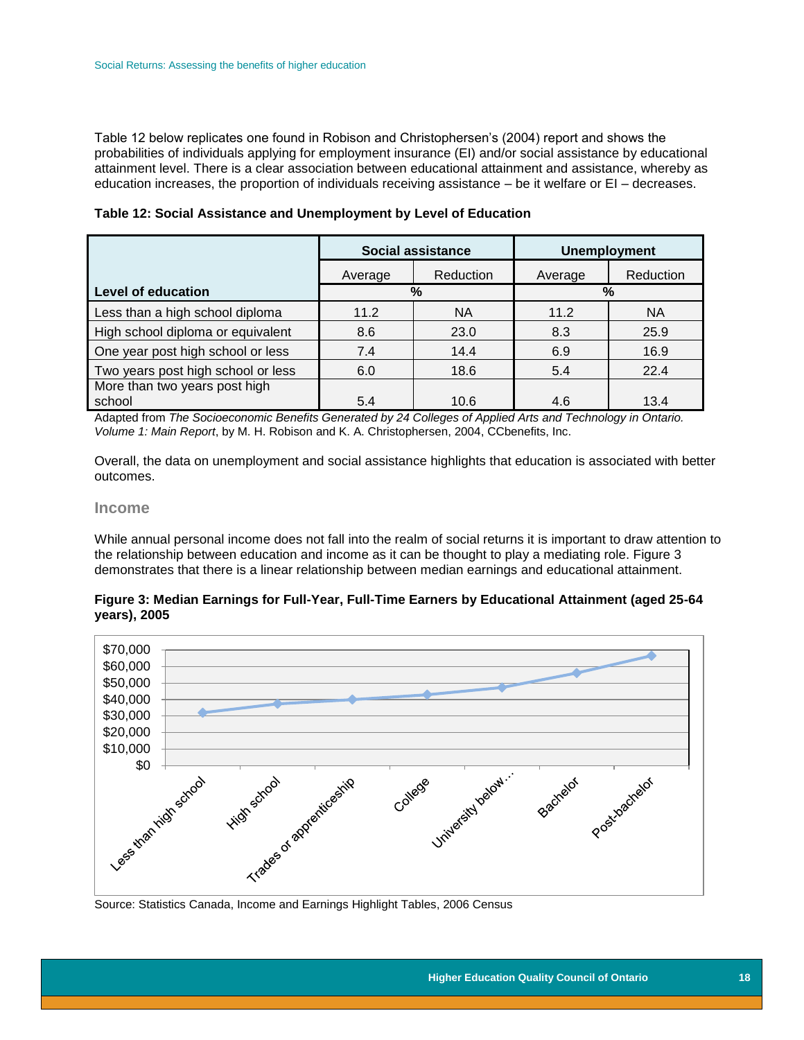Table 12 below replicates one found in Robison and Christophersen's (2004) report and shows the probabilities of individuals applying for employment insurance (EI) and/or social assistance by educational attainment level. There is a clear association between educational attainment and assistance, whereby as education increases, the proportion of individuals receiving assistance – be it welfare or EI – decreases.

**Table 12: Social Assistance and Unemployment by Level of Education**

| Level of education | Social assistance | | Unemployment | |
|---|---|---|---|---|
| | Average | Reduction | Average | Reduction |
| | % | | % | |
| Less than a high school diploma | 11.2 | NA | 11.2 | NA |
| High school diploma or equivalent | 8.6 | 23.0 | 8.3 | 25.9 |
| One year post high school or less | 7.4 | 14.4 | 6.9 | 16.9 |
| Two years post high school or less | 6.0 | 18.6 | 5.4 | 22.4 |
| More than two years post high school | 5.4 | 10.6 | 4.6 | 13.4 |

Adapted from *The Socioeconomic Benefits Generated by 24 Colleges of Applied Arts and Technology in Ontario. Volume 1: Main Report*, by M. H. Robison and K. A. Christophersen, 2004, CCbenefits, Inc.

Overall, the data on unemployment and social assistance highlights that education is associated with better outcomes.

## Income

While annual personal income does not fall into the realm of social returns it is important to draw attention to the relationship between education and income as it can be thought to play a mediating role. Figure 3 demonstrates that there is a linear relationship between median earnings and educational attainment.

**Figure 3: Median Earnings for Full-Year, Full-Time Earners by Educational Attainment (aged 25-64 years), 2005**

Source: Statistics Canada, Income and Earnings Highlight Tables, 2006 Census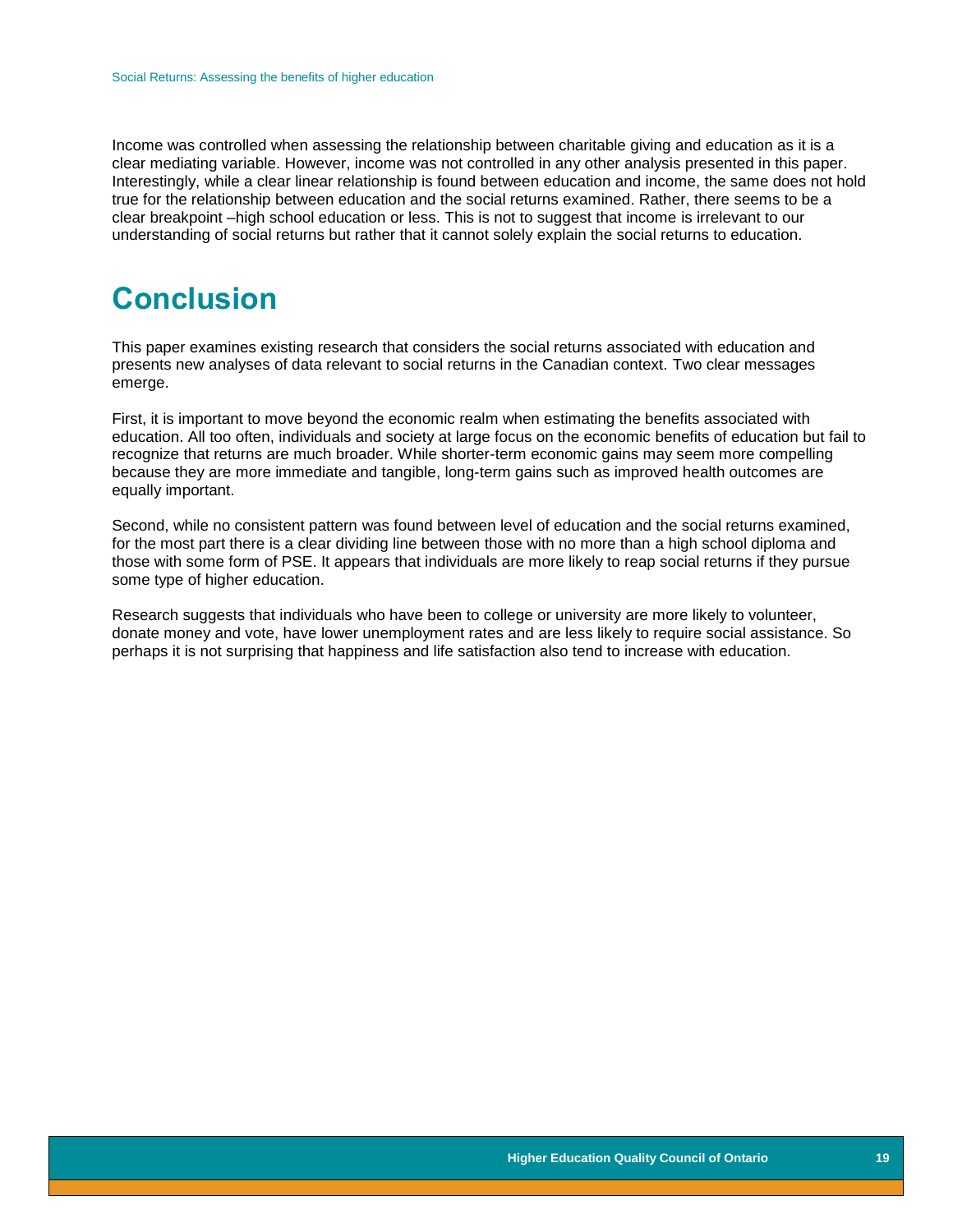Income was controlled when assessing the relationship between charitable giving and education as it is a clear mediating variable. However, income was not controlled in any other analysis presented in this paper. Interestingly, while a clear linear relationship is found between education and income, the same does not hold true for the relationship between education and the social returns examined. Rather, there seems to be a clear breakpoint –high school education or less. This is not to suggest that income is irrelevant to our understanding of social returns but rather that it cannot solely explain the social returns to education.

# Conclusion

This paper examines existing research that considers the social returns associated with education and presents new analyses of data relevant to social returns in the Canadian context. Two clear messages emerge.

First, it is important to move beyond the economic realm when estimating the benefits associated with education. All too often, individuals and society at large focus on the economic benefits of education but fail to recognize that returns are much broader. While shorter-term economic gains may seem more compelling because they are more immediate and tangible, long-term gains such as improved health outcomes are equally important.

Second, while no consistent pattern was found between level of education and the social returns examined, for the most part there is a clear dividing line between those with no more than a high school diploma and those with some form of PSE. It appears that individuals are more likely to reap social returns if they pursue some type of higher education.

Research suggests that individuals who have been to college or university are more likely to volunteer, donate money and vote, have lower unemployment rates and are less likely to require social assistance. So perhaps it is not surprising that happiness and life satisfaction also tend to increase with education.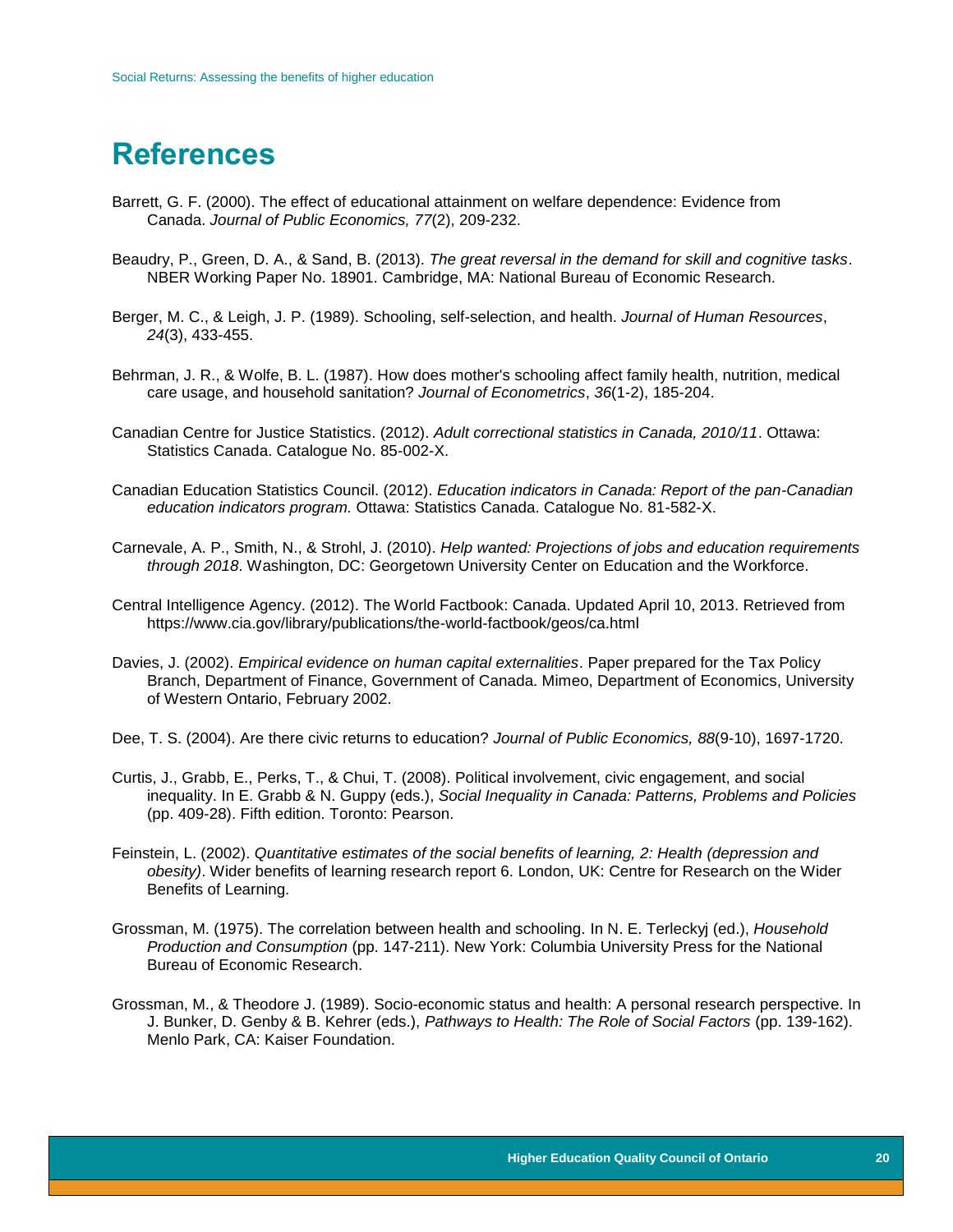# References

Barrett, G. F. (2000). The effect of educational attainment on welfare dependence: Evidence from Canada. *Journal of Public Economics, 77*(2), 209-232.

Beaudry, P., Green, D. A., & Sand, B. (2013). *The great reversal in the demand for skill and cognitive tasks*. NBER Working Paper No. 18901. Cambridge, MA: National Bureau of Economic Research.

Berger, M. C., & Leigh, J. P. (1989). Schooling, self-selection, and health. *Journal of Human Resources*, *24*(3), 433-455.

Behrman, J. R., & Wolfe, B. L. (1987). How does mother's schooling affect family health, nutrition, medical care usage, and household sanitation? *Journal of Econometrics*, *36*(1-2), 185-204.

Canadian Centre for Justice Statistics. (2012). *Adult correctional statistics in Canada, 2010/11*. Ottawa: Statistics Canada. Catalogue No. 85-002-X.

Canadian Education Statistics Council. (2012). *Education indicators in Canada: Report of the pan-Canadian education indicators program.* Ottawa: Statistics Canada. Catalogue No. 81-582-X.

Carnevale, A. P., Smith, N., & Strohl, J. (2010). *Help wanted: Projections of jobs and education requirements through 2018*. Washington, DC: Georgetown University Center on Education and the Workforce.

Central Intelligence Agency. (2012). The World Factbook: Canada. Updated April 10, 2013. Retrieved from https://www.cia.gov/library/publications/the-world-factbook/geos/ca.html

Davies, J. (2002). *Empirical evidence on human capital externalities*. Paper prepared for the Tax Policy Branch, Department of Finance, Government of Canada. Mimeo, Department of Economics, University of Western Ontario, February 2002.

Dee, T. S. (2004). Are there civic returns to education? *Journal of Public Economics, 88*(9-10), 1697-1720.

Curtis, J., Grabb, E., Perks, T., & Chui, T. (2008). Political involvement, civic engagement, and social inequality. In E. Grabb & N. Guppy (eds.), *Social Inequality in Canada: Patterns, Problems and Policies* (pp. 409-28). Fifth edition. Toronto: Pearson.

Feinstein, L. (2002). *Quantitative estimates of the social benefits of learning, 2: Health (depression and obesity)*. Wider benefits of learning research report 6. London, UK: Centre for Research on the Wider Benefits of Learning.

Grossman, M. (1975). The correlation between health and schooling. In N. E. Terleckyj (ed.), *Household Production and Consumption* (pp. 147-211). New York: Columbia University Press for the National Bureau of Economic Research.

Grossman, M., & Theodore J. (1989). Socio-economic status and health: A personal research perspective. In J. Bunker, D. Genby & B. Kehrer (eds.), *Pathways to Health: The Role of Social Factors* (pp. 139-162). Menlo Park, CA: Kaiser Foundation.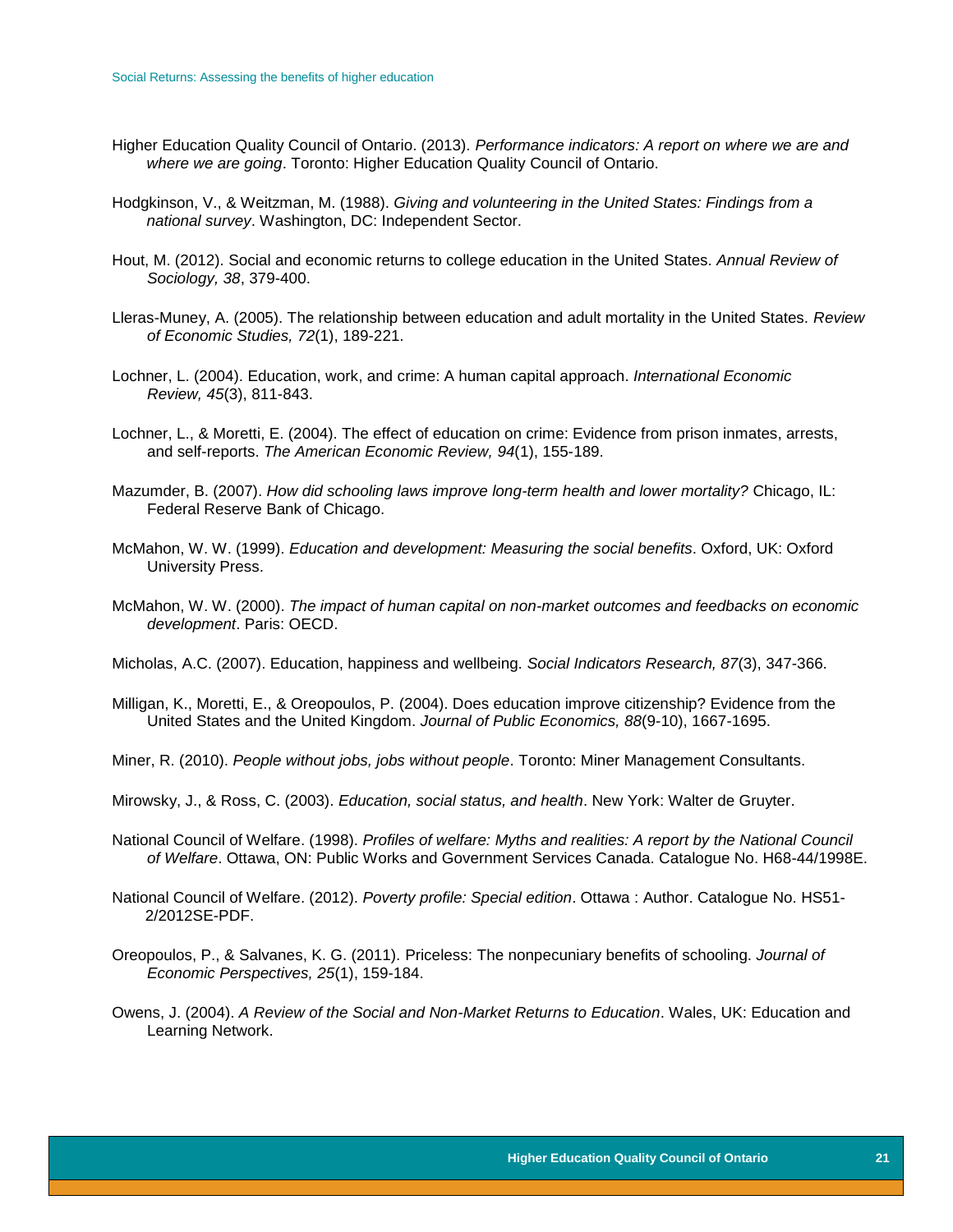Higher Education Quality Council of Ontario. (2013). *Performance indicators: A report on where we are and where we are going*. Toronto: Higher Education Quality Council of Ontario.

Hodgkinson, V., & Weitzman, M. (1988). *Giving and volunteering in the United States: Findings from a national survey*. Washington, DC: Independent Sector.

Hout, M. (2012). Social and economic returns to college education in the United States. *Annual Review of Sociology, 38*, 379-400.

Lleras-Muney, A. (2005). The relationship between education and adult mortality in the United States. *Review of Economic Studies, 72*(1), 189-221.

Lochner, L. (2004). Education, work, and crime: A human capital approach. *International Economic Review, 45*(3), 811-843.

Lochner, L., & Moretti, E. (2004). The effect of education on crime: Evidence from prison inmates, arrests, and self-reports. *The American Economic Review, 94*(1), 155-189.

Mazumder, B. (2007). *How did schooling laws improve long-term health and lower mortality?* Chicago, IL: Federal Reserve Bank of Chicago.

McMahon, W. W. (1999). *Education and development: Measuring the social benefits*. Oxford, UK: Oxford University Press.

McMahon, W. W. (2000). *The impact of human capital on non-market outcomes and feedbacks on economic development*. Paris: OECD.

Micholas, A.C. (2007). Education, happiness and wellbeing. *Social Indicators Research, 87*(3), 347-366.

Milligan, K., Moretti, E., & Oreopoulos, P. (2004). Does education improve citizenship? Evidence from the United States and the United Kingdom. *Journal of Public Economics, 88*(9-10), 1667-1695.

Miner, R. (2010). *People without jobs, jobs without people*. Toronto: Miner Management Consultants.

Mirowsky, J., & Ross, C. (2003). *Education, social status, and health*. New York: Walter de Gruyter.

National Council of Welfare. (1998). *Profiles of welfare: Myths and realities: A report by the National Council of Welfare*. Ottawa, ON: Public Works and Government Services Canada. Catalogue No. H68-44/1998E.

National Council of Welfare. (2012). *Poverty profile: Special edition*. Ottawa : Author. Catalogue No. HS51-2/2012SE-PDF.

Oreopoulos, P., & Salvanes, K. G. (2011). Priceless: The nonpecuniary benefits of schooling. *Journal of Economic Perspectives, 25*(1), 159-184.

Owens, J. (2004). *A Review of the Social and Non-Market Returns to Education*. Wales, UK: Education and Learning Network.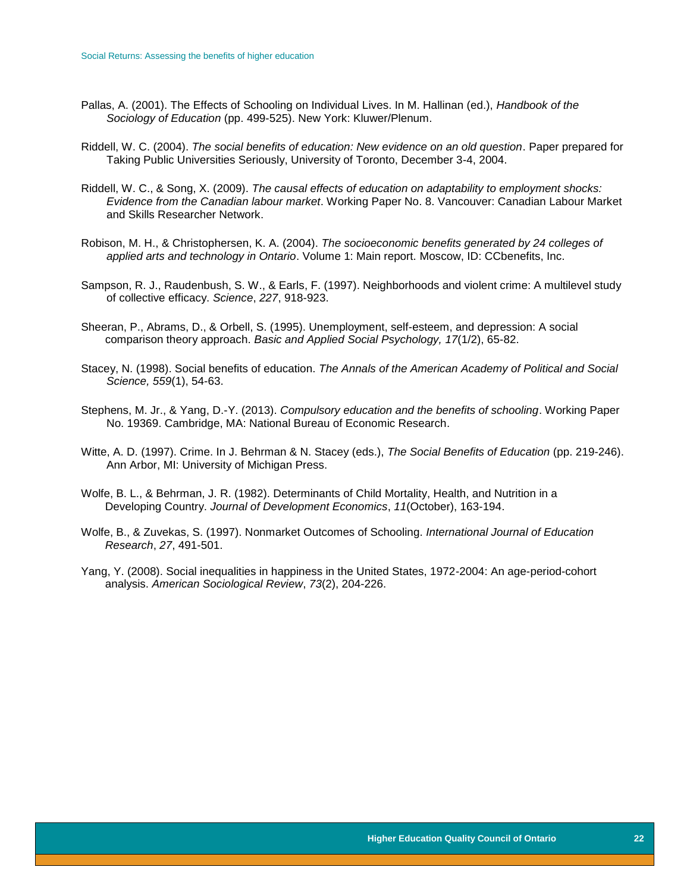Pallas, A. (2001). The Effects of Schooling on Individual Lives. In M. Hallinan (ed.), *Handbook of the Sociology of Education* (pp. 499-525). New York: Kluwer/Plenum.

Riddell, W. C. (2004). *The social benefits of education: New evidence on an old question*. Paper prepared for Taking Public Universities Seriously, University of Toronto, December 3-4, 2004.

Riddell, W. C., & Song, X. (2009). *The causal effects of education on adaptability to employment shocks: Evidence from the Canadian labour market*. Working Paper No. 8. Vancouver: Canadian Labour Market and Skills Researcher Network.

Robison, M. H., & Christophersen, K. A. (2004). *The socioeconomic benefits generated by 24 colleges of applied arts and technology in Ontario*. Volume 1: Main report. Moscow, ID: CCbenefits, Inc.

Sampson, R. J., Raudenbush, S. W., & Earls, F. (1997). Neighborhoods and violent crime: A multilevel study of collective efficacy. *Science*, *227*, 918-923.

Sheeran, P., Abrams, D., & Orbell, S. (1995). Unemployment, self-esteem, and depression: A social comparison theory approach. *Basic and Applied Social Psychology, 17*(1/2), 65-82.

Stacey, N. (1998). Social benefits of education. *The Annals of the American Academy of Political and Social Science, 559*(1), 54-63.

Stephens, M. Jr., & Yang, D.-Y. (2013). *Compulsory education and the benefits of schooling*. Working Paper No. 19369. Cambridge, MA: National Bureau of Economic Research.

Witte, A. D. (1997). Crime. In J. Behrman & N. Stacey (eds.), *The Social Benefits of Education* (pp. 219-246). Ann Arbor, MI: University of Michigan Press.

Wolfe, B. L., & Behrman, J. R. (1982). Determinants of Child Mortality, Health, and Nutrition in a Developing Country. *Journal of Development Economics*, *11*(October), 163-194.

Wolfe, B., & Zuvekas, S. (1997). Nonmarket Outcomes of Schooling. *International Journal of Education Research*, *27*, 491-501.

Yang, Y. (2008). Social inequalities in happiness in the United States, 1972-2004: An age-period-cohort analysis. *American Sociological Review*, *73*(2), 204-226.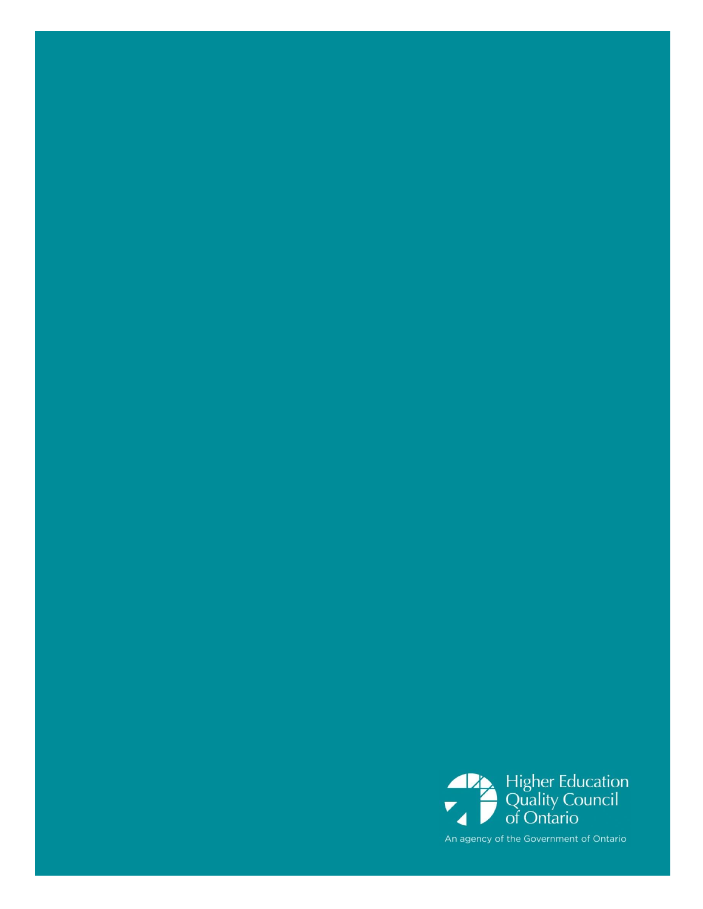Higher Education Quality Council of Ontario

An agency of the Government of Ontario